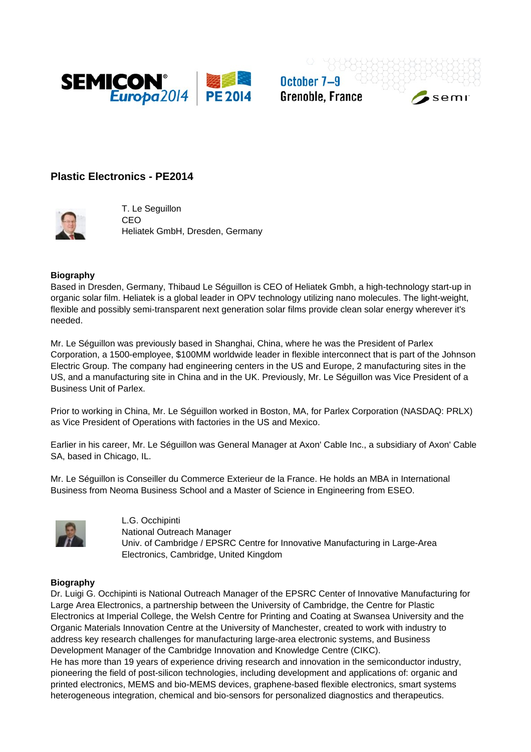## Plastic Electronics - PE2014

T. Le Seguillon
CEO
Heliatek GmbH, Dresden, Germany

**Biography**

Based in Dresden, Germany, Thibaud Le Séguillon is CEO of Heliatek Gmbh, a high-technology start-up in organic solar film. Heliatek is a global leader in OPV technology utilizing nano molecules. The light-weight, flexible and possibly semi-transparent next generation solar films provide clean solar energy wherever it's needed.

Mr. Le Séguillon was previously based in Shanghai, China, where he was the President of Parlex Corporation, a 1500-employee, $100MM worldwide leader in flexible interconnect that is part of the Johnson Electric Group. The company had engineering centers in the US and Europe, 2 manufacturing sites in the US, and a manufacturing site in China and in the UK. Previously, Mr. Le Séguillon was Vice President of a Business Unit of Parlex.

Prior to working in China, Mr. Le Séguillon worked in Boston, MA, for Parlex Corporation (NASDAQ: PRLX) as Vice President of Operations with factories in the US and Mexico.

Earlier in his career, Mr. Le Séguillon was General Manager at Axon' Cable Inc., a subsidiary of Axon' Cable SA, based in Chicago, IL.

Mr. Le Séguillon is Conseiller du Commerce Exterieur de la France. He holds an MBA in International Business from Neoma Business School and a Master of Science in Engineering from ESEO.

L.G. Occhipinti
National Outreach Manager
Univ. of Cambridge / EPSRC Centre for Innovative Manufacturing in Large-Area Electronics, Cambridge, United Kingdom

**Biography**

Dr. Luigi G. Occhipinti is National Outreach Manager of the EPSRC Center of Innovative Manufacturing for Large Area Electronics, a partnership between the University of Cambridge, the Centre for Plastic Electronics at Imperial College, the Welsh Centre for Printing and Coating at Swansea University and the Organic Materials Innovation Centre at the University of Manchester, created to work with industry to address key research challenges for manufacturing large-area electronic systems, and Business Development Manager of the Cambridge Innovation and Knowledge Centre (CIKC).
He has more than 19 years of experience driving research and innovation in the semiconductor industry, pioneering the field of post-silicon technologies, including development and applications of: organic and printed electronics, MEMS and bio-MEMS devices, graphene-based flexible electronics, smart systems heterogeneous integration, chemical and bio-sensors for personalized diagnostics and therapeutics.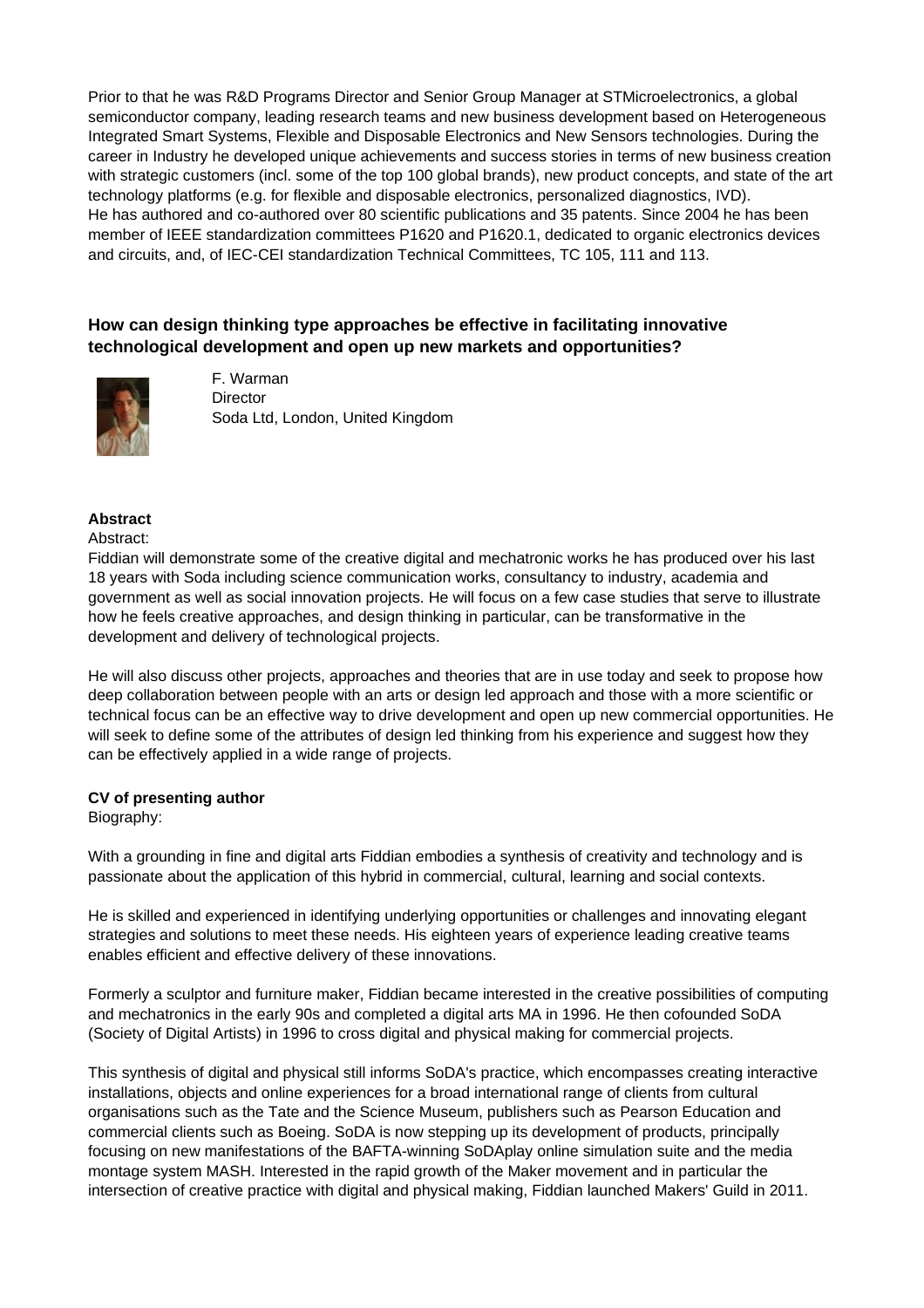Prior to that he was R&D Programs Director and Senior Group Manager at STMicroelectronics, a global semiconductor company, leading research teams and new business development based on Heterogeneous Integrated Smart Systems, Flexible and Disposable Electronics and New Sensors technologies. During the career in Industry he developed unique achievements and success stories in terms of new business creation with strategic customers (incl. some of the top 100 global brands), new product concepts, and state of the art technology platforms (e.g. for flexible and disposable electronics, personalized diagnostics, IVD).
He has authored and co-authored over 80 scientific publications and 35 patents. Since 2004 he has been member of IEEE standardization committees P1620 and P1620.1, dedicated to organic electronics devices and circuits, and, of IEC-CEI standardization Technical Committees, TC 105, 111 and 113.

## How can design thinking type approaches be effective in facilitating innovative technological development and open up new markets and opportunities?

F. Warman
Director
Soda Ltd, London, United Kingdom

**Abstract**

Abstract:
Fiddian will demonstrate some of the creative digital and mechatronic works he has produced over his last 18 years with Soda including science communication works, consultancy to industry, academia and government as well as social innovation projects. He will focus on a few case studies that serve to illustrate how he feels creative approaches, and design thinking in particular, can be transformative in the development and delivery of technological projects.

He will also discuss other projects, approaches and theories that are in use today and seek to propose how deep collaboration between people with an arts or design led approach and those with a more scientific or technical focus can be an effective way to drive development and open up new commercial opportunities. He will seek to define some of the attributes of design led thinking from his experience and suggest how they can be effectively applied in a wide range of projects.

**CV of presenting author**

Biography:

With a grounding in fine and digital arts Fiddian embodies a synthesis of creativity and technology and is passionate about the application of this hybrid in commercial, cultural, learning and social contexts.

He is skilled and experienced in identifying underlying opportunities or challenges and innovating elegant strategies and solutions to meet these needs. His eighteen years of experience leading creative teams enables efficient and effective delivery of these innovations.

Formerly a sculptor and furniture maker, Fiddian became interested in the creative possibilities of computing and mechatronics in the early 90s and completed a digital arts MA in 1996. He then cofounded SoDA (Society of Digital Artists) in 1996 to cross digital and physical making for commercial projects.

This synthesis of digital and physical still informs SoDA's practice, which encompasses creating interactive installations, objects and online experiences for a broad international range of clients from cultural organisations such as the Tate and the Science Museum, publishers such as Pearson Education and commercial clients such as Boeing. SoDA is now stepping up its development of products, principally focusing on new manifestations of the BAFTA-winning SoDAplay online simulation suite and the media montage system MASH. Interested in the rapid growth of the Maker movement and in particular the intersection of creative practice with digital and physical making, Fiddian launched Makers' Guild in 2011.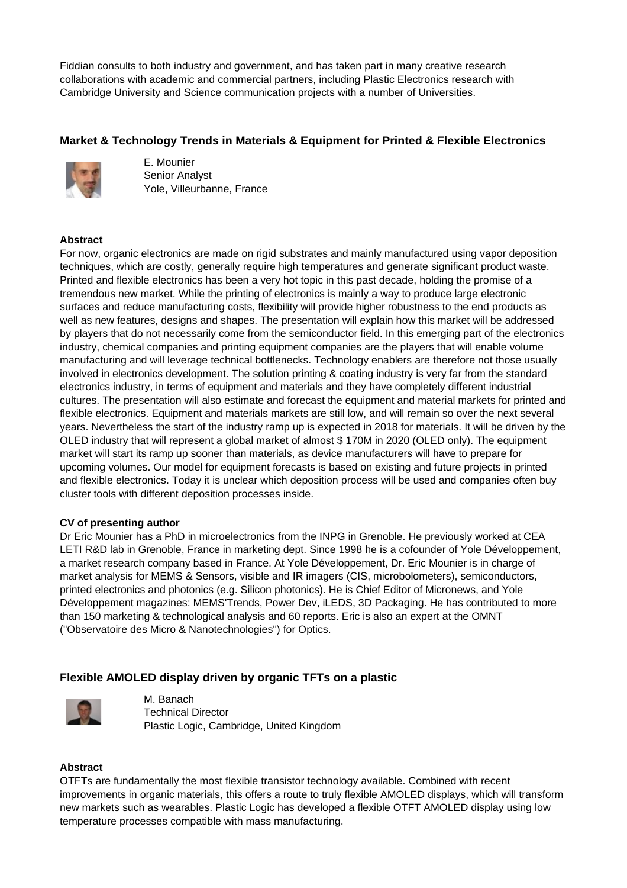Fiddian consults to both industry and government, and has taken part in many creative research collaborations with academic and commercial partners, including Plastic Electronics research with Cambridge University and Science communication projects with a number of Universities.

## Market & Technology Trends in Materials & Equipment for Printed & Flexible Electronics

E. Mounier
Senior Analyst
Yole, Villeurbanne, France

**Abstract**

For now, organic electronics are made on rigid substrates and mainly manufactured using vapor deposition techniques, which are costly, generally require high temperatures and generate significant product waste. Printed and flexible electronics has been a very hot topic in this past decade, holding the promise of a tremendous new market. While the printing of electronics is mainly a way to produce large electronic surfaces and reduce manufacturing costs, flexibility will provide higher robustness to the end products as well as new features, designs and shapes. The presentation will explain how this market will be addressed by players that do not necessarily come from the semiconductor field. In this emerging part of the electronics industry, chemical companies and printing equipment companies are the players that will enable volume manufacturing and will leverage technical bottlenecks. Technology enablers are therefore not those usually involved in electronics development. The solution printing & coating industry is very far from the standard electronics industry, in terms of equipment and materials and they have completely different industrial cultures. The presentation will also estimate and forecast the equipment and material markets for printed and flexible electronics. Equipment and materials markets are still low, and will remain so over the next several years. Nevertheless the start of the industry ramp up is expected in 2018 for materials. It will be driven by the OLED industry that will represent a global market of almost $ 170M in 2020 (OLED only). The equipment market will start its ramp up sooner than materials, as device manufacturers will have to prepare for upcoming volumes. Our model for equipment forecasts is based on existing and future projects in printed and flexible electronics. Today it is unclear which deposition process will be used and companies often buy cluster tools with different deposition processes inside.

**CV of presenting author**

Dr Eric Mounier has a PhD in microelectronics from the INPG in Grenoble. He previously worked at CEA LETI R&D lab in Grenoble, France in marketing dept. Since 1998 he is a cofounder of Yole Développement, a market research company based in France. At Yole Développement, Dr. Eric Mounier is in charge of market analysis for MEMS & Sensors, visible and IR imagers (CIS, microbolometers), semiconductors, printed electronics and photonics (e.g. Silicon photonics). He is Chief Editor of Micronews, and Yole Développement magazines: MEMS'Trends, Power Dev, iLEDS, 3D Packaging. He has contributed to more than 150 marketing & technological analysis and 60 reports. Eric is also an expert at the OMNT ("Observatoire des Micro & Nanotechnologies") for Optics.

## Flexible AMOLED display driven by organic TFTs on a plastic

M. Banach
Technical Director
Plastic Logic, Cambridge, United Kingdom

**Abstract**

OTFTs are fundamentally the most flexible transistor technology available. Combined with recent improvements in organic materials, this offers a route to truly flexible AMOLED displays, which will transform new markets such as wearables. Plastic Logic has developed a flexible OTFT AMOLED display using low temperature processes compatible with mass manufacturing.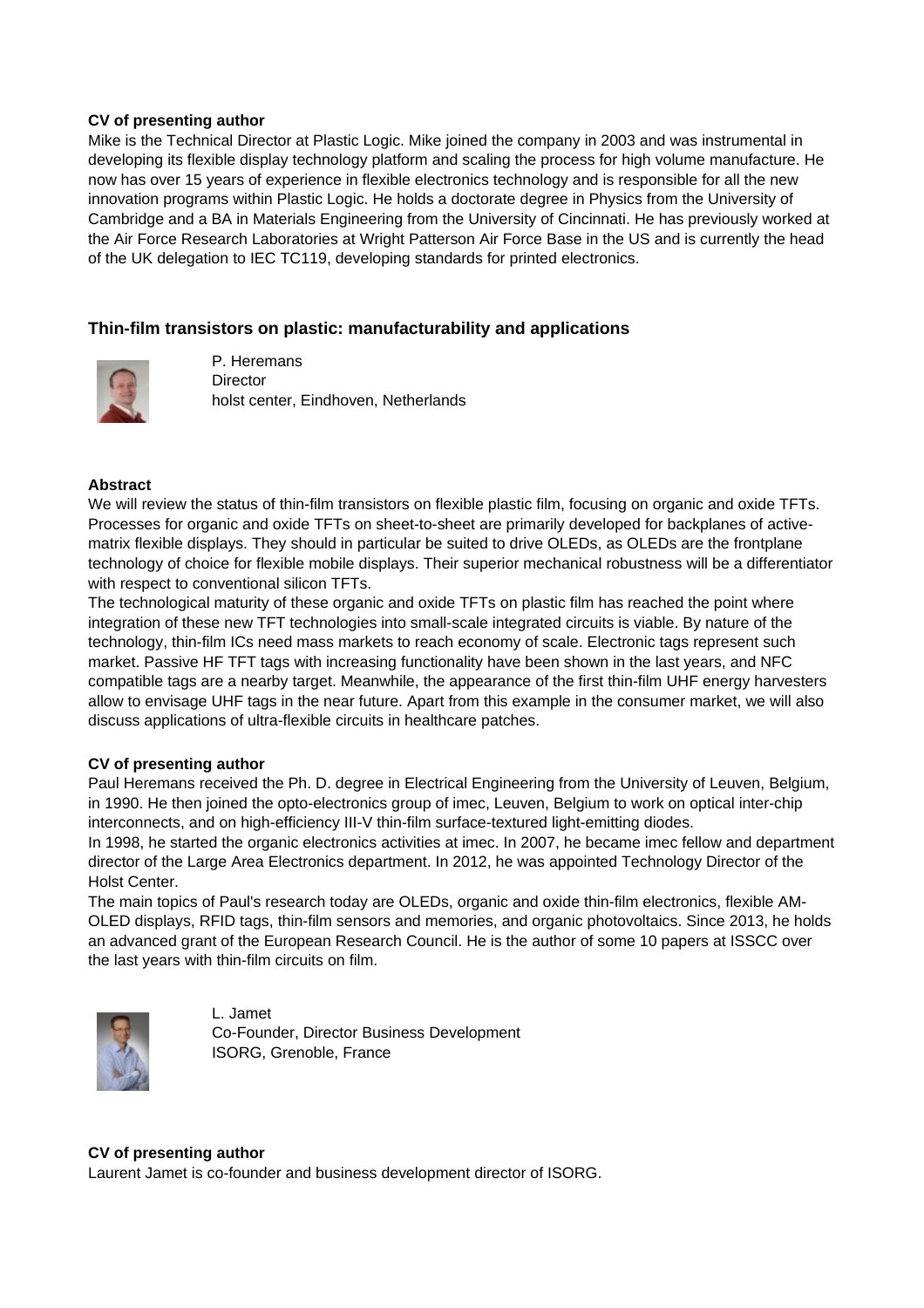**CV of presenting author**

Mike is the Technical Director at Plastic Logic. Mike joined the company in 2003 and was instrumental in developing its flexible display technology platform and scaling the process for high volume manufacture. He now has over 15 years of experience in flexible electronics technology and is responsible for all the new innovation programs within Plastic Logic. He holds a doctorate degree in Physics from the University of Cambridge and a BA in Materials Engineering from the University of Cincinnati. He has previously worked at the Air Force Research Laboratories at Wright Patterson Air Force Base in the US and is currently the head of the UK delegation to IEC TC119, developing standards for printed electronics.

## Thin-film transistors on plastic: manufacturability and applications

P. Heremans
Director
holst center, Eindhoven, Netherlands

**Abstract**

We will review the status of thin-film transistors on flexible plastic film, focusing on organic and oxide TFTs. Processes for organic and oxide TFTs on sheet-to-sheet are primarily developed for backplanes of active-matrix flexible displays. They should in particular be suited to drive OLEDs, as OLEDs are the frontplane technology of choice for flexible mobile displays. Their superior mechanical robustness will be a differentiator with respect to conventional silicon TFTs.

The technological maturity of these organic and oxide TFTs on plastic film has reached the point where integration of these new TFT technologies into small-scale integrated circuits is viable. By nature of the technology, thin-film ICs need mass markets to reach economy of scale. Electronic tags represent such market. Passive HF TFT tags with increasing functionality have been shown in the last years, and NFC compatible tags are a nearby target. Meanwhile, the appearance of the first thin-film UHF energy harvesters allow to envisage UHF tags in the near future. Apart from this example in the consumer market, we will also discuss applications of ultra-flexible circuits in healthcare patches.

**CV of presenting author**

Paul Heremans received the Ph. D. degree in Electrical Engineering from the University of Leuven, Belgium, in 1990. He then joined the opto-electronics group of imec, Leuven, Belgium to work on optical inter-chip interconnects, and on high-efficiency III-V thin-film surface-textured light-emitting diodes.

In 1998, he started the organic electronics activities at imec. In 2007, he became imec fellow and department director of the Large Area Electronics department. In 2012, he was appointed Technology Director of the Holst Center.

The main topics of Paul's research today are OLEDs, organic and oxide thin-film electronics, flexible AM-OLED displays, RFID tags, thin-film sensors and memories, and organic photovoltaics. Since 2013, he holds an advanced grant of the European Research Council. He is the author of some 10 papers at ISSCC over the last years with thin-film circuits on film.

L. Jamet
Co-Founder, Director Business Development
ISORG, Grenoble, France

**CV of presenting author**

Laurent Jamet is co-founder and business development director of ISORG.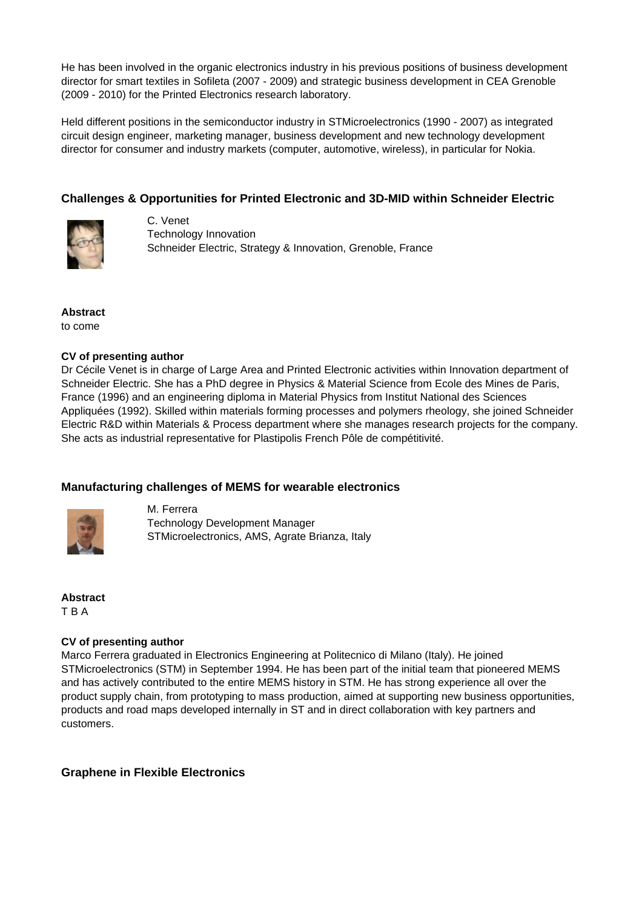He has been involved in the organic electronics industry in his previous positions of business development director for smart textiles in Sofileta (2007 - 2009) and strategic business development in CEA Grenoble (2009 - 2010) for the Printed Electronics research laboratory.

Held different positions in the semiconductor industry in STMicroelectronics (1990 - 2007) as integrated circuit design engineer, marketing manager, business development and new technology development director for consumer and industry markets (computer, automotive, wireless), in particular for Nokia.

### Challenges & Opportunities for Printed Electronic and 3D-MID within Schneider Electric

C. Venet
Technology Innovation
Schneider Electric, Strategy & Innovation, Grenoble, France

**Abstract**
to come

**CV of presenting author**
Dr Cécile Venet is in charge of Large Area and Printed Electronic activities within Innovation department of Schneider Electric. She has a PhD degree in Physics & Material Science from Ecole des Mines de Paris, France (1996) and an engineering diploma in Material Physics from Institut National des Sciences Appliquées (1992). Skilled within materials forming processes and polymers rheology, she joined Schneider Electric R&D within Materials & Process department where she manages research projects for the company. She acts as industrial representative for Plastipolis French Pôle de compétitivité.

### Manufacturing challenges of MEMS for wearable electronics

M. Ferrera
Technology Development Manager
STMicroelectronics, AMS, Agrate Brianza, Italy

**Abstract**
T B A

**CV of presenting author**
Marco Ferrera graduated in Electronics Engineering at Politecnico di Milano (Italy). He joined STMicroelectronics (STM) in September 1994. He has been part of the initial team that pioneered MEMS and has actively contributed to the entire MEMS history in STM. He has strong experience all over the product supply chain, from prototyping to mass production, aimed at supporting new business opportunities, products and road maps developed internally in ST and in direct collaboration with key partners and customers.

### Graphene in Flexible Electronics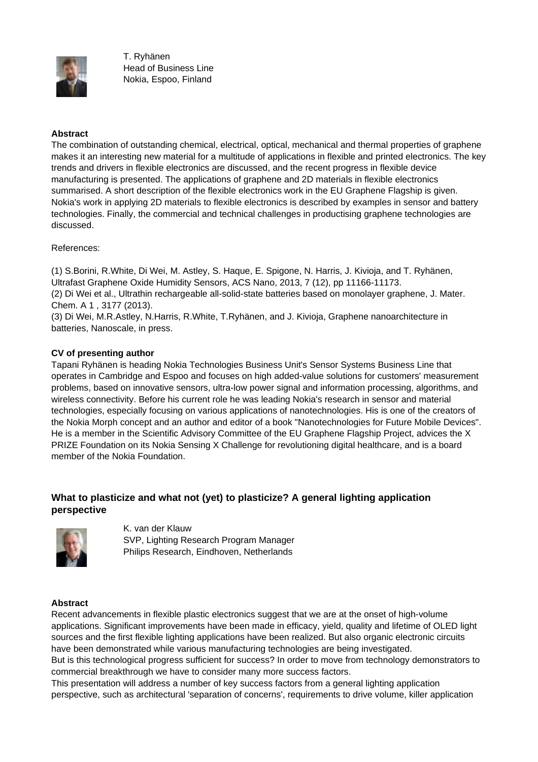T. Ryhänen
Head of Business Line
Nokia, Espoo, Finland

**Abstract**

The combination of outstanding chemical, electrical, optical, mechanical and thermal properties of graphene makes it an interesting new material for a multitude of applications in flexible and printed electronics. The key trends and drivers in flexible electronics are discussed, and the recent progress in flexible device manufacturing is presented. The applications of graphene and 2D materials in flexible electronics summarised. A short description of the flexible electronics work in the EU Graphene Flagship is given. Nokia's work in applying 2D materials to flexible electronics is described by examples in sensor and battery technologies. Finally, the commercial and technical challenges in productising graphene technologies are discussed.

References:

(1) S.Borini, R.White, Di Wei, M. Astley, S. Haque, E. Spigone, N. Harris, J. Kivioja, and T. Ryhänen, Ultrafast Graphene Oxide Humidity Sensors, ACS Nano, 2013, 7 (12), pp 11166-11173.
(2) Di Wei et al., Ultrathin rechargeable all-solid-state batteries based on monolayer graphene, J. Mater. Chem. A 1 , 3177 (2013).
(3) Di Wei, M.R.Astley, N.Harris, R.White, T.Ryhänen, and J. Kivioja, Graphene nanoarchitecture in batteries, Nanoscale, in press.

**CV of presenting author**

Tapani Ryhänen is heading Nokia Technologies Business Unit's Sensor Systems Business Line that operates in Cambridge and Espoo and focuses on high added-value solutions for customers' measurement problems, based on innovative sensors, ultra-low power signal and information processing, algorithms, and wireless connectivity. Before his current role he was leading Nokia's research in sensor and material technologies, especially focusing on various applications of nanotechnologies. His is one of the creators of the Nokia Morph concept and an author and editor of a book "Nanotechnologies for Future Mobile Devices". He is a member in the Scientific Advisory Committee of the EU Graphene Flagship Project, advices the X PRIZE Foundation on its Nokia Sensing X Challenge for revolutioning digital healthcare, and is a board member of the Nokia Foundation.

### What to plasticize and what not (yet) to plasticize? A general lighting application perspective

K. van der Klauw
SVP, Lighting Research Program Manager
Philips Research, Eindhoven, Netherlands

**Abstract**

Recent advancements in flexible plastic electronics suggest that we are at the onset of high-volume applications. Significant improvements have been made in efficacy, yield, quality and lifetime of OLED light sources and the first flexible lighting applications have been realized. But also organic electronic circuits have been demonstrated while various manufacturing technologies are being investigated.
But is this technological progress sufficient for success? In order to move from technology demonstrators to commercial breakthrough we have to consider many more success factors.
This presentation will address a number of key success factors from a general lighting application perspective, such as architectural 'separation of concerns', requirements to drive volume, killer application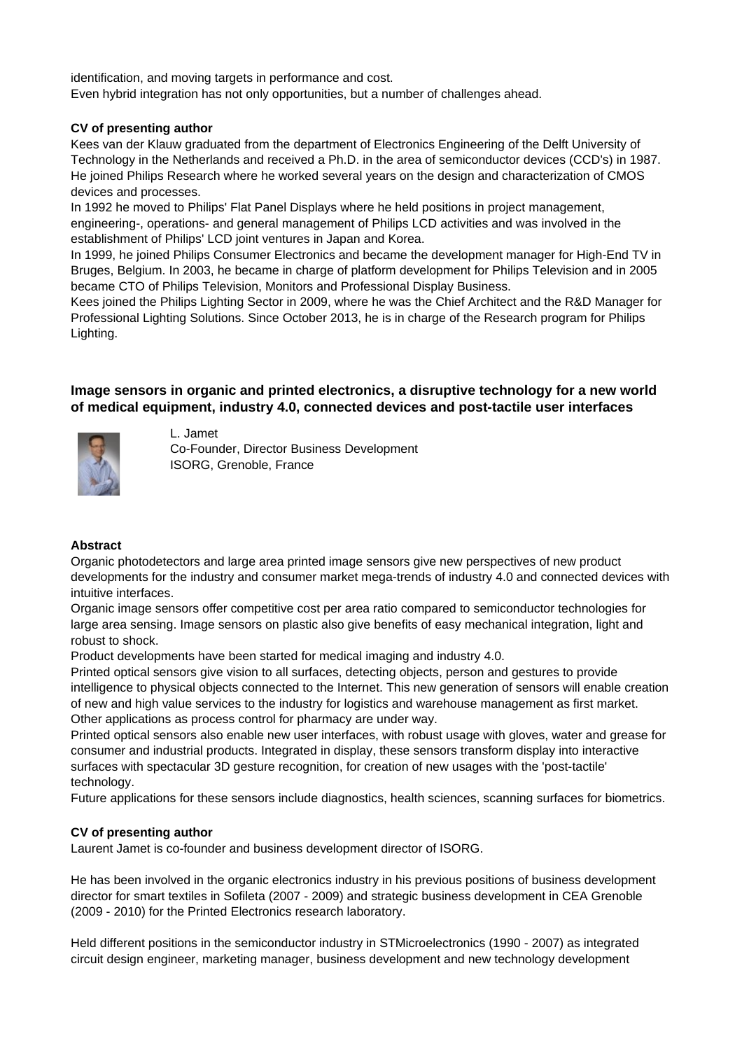identification, and moving targets in performance and cost.
Even hybrid integration has not only opportunities, but a number of challenges ahead.

**CV of presenting author**

Kees van der Klauw graduated from the department of Electronics Engineering of the Delft University of Technology in the Netherlands and received a Ph.D. in the area of semiconductor devices (CCD's) in 1987. He joined Philips Research where he worked several years on the design and characterization of CMOS devices and processes.
In 1992 he moved to Philips' Flat Panel Displays where he held positions in project management, engineering-, operations- and general management of Philips LCD activities and was involved in the establishment of Philips' LCD joint ventures in Japan and Korea.
In 1999, he joined Philips Consumer Electronics and became the development manager for High-End TV in Bruges, Belgium. In 2003, he became in charge of platform development for Philips Television and in 2005 became CTO of Philips Television, Monitors and Professional Display Business.
Kees joined the Philips Lighting Sector in 2009, where he was the Chief Architect and the R&D Manager for Professional Lighting Solutions. Since October 2013, he is in charge of the Research program for Philips Lighting.

### Image sensors in organic and printed electronics, a disruptive technology for a new world of medical equipment, industry 4.0, connected devices and post-tactile user interfaces

L. Jamet
Co-Founder, Director Business Development
ISORG, Grenoble, France

**Abstract**

Organic photodetectors and large area printed image sensors give new perspectives of new product developments for the industry and consumer market mega-trends of industry 4.0 and connected devices with intuitive interfaces.
Organic image sensors offer competitive cost per area ratio compared to semiconductor technologies for large area sensing. Image sensors on plastic also give benefits of easy mechanical integration, light and robust to shock.
Product developments have been started for medical imaging and industry 4.0.
Printed optical sensors give vision to all surfaces, detecting objects, person and gestures to provide intelligence to physical objects connected to the Internet. This new generation of sensors will enable creation of new and high value services to the industry for logistics and warehouse management as first market. Other applications as process control for pharmacy are under way.
Printed optical sensors also enable new user interfaces, with robust usage with gloves, water and grease for consumer and industrial products. Integrated in display, these sensors transform display into interactive surfaces with spectacular 3D gesture recognition, for creation of new usages with the 'post-tactile' technology.
Future applications for these sensors include diagnostics, health sciences, scanning surfaces for biometrics.

**CV of presenting author**

Laurent Jamet is co-founder and business development director of ISORG.

He has been involved in the organic electronics industry in his previous positions of business development director for smart textiles in Sofileta (2007 - 2009) and strategic business development in CEA Grenoble (2009 - 2010) for the Printed Electronics research laboratory.

Held different positions in the semiconductor industry in STMicroelectronics (1990 - 2007) as integrated circuit design engineer, marketing manager, business development and new technology development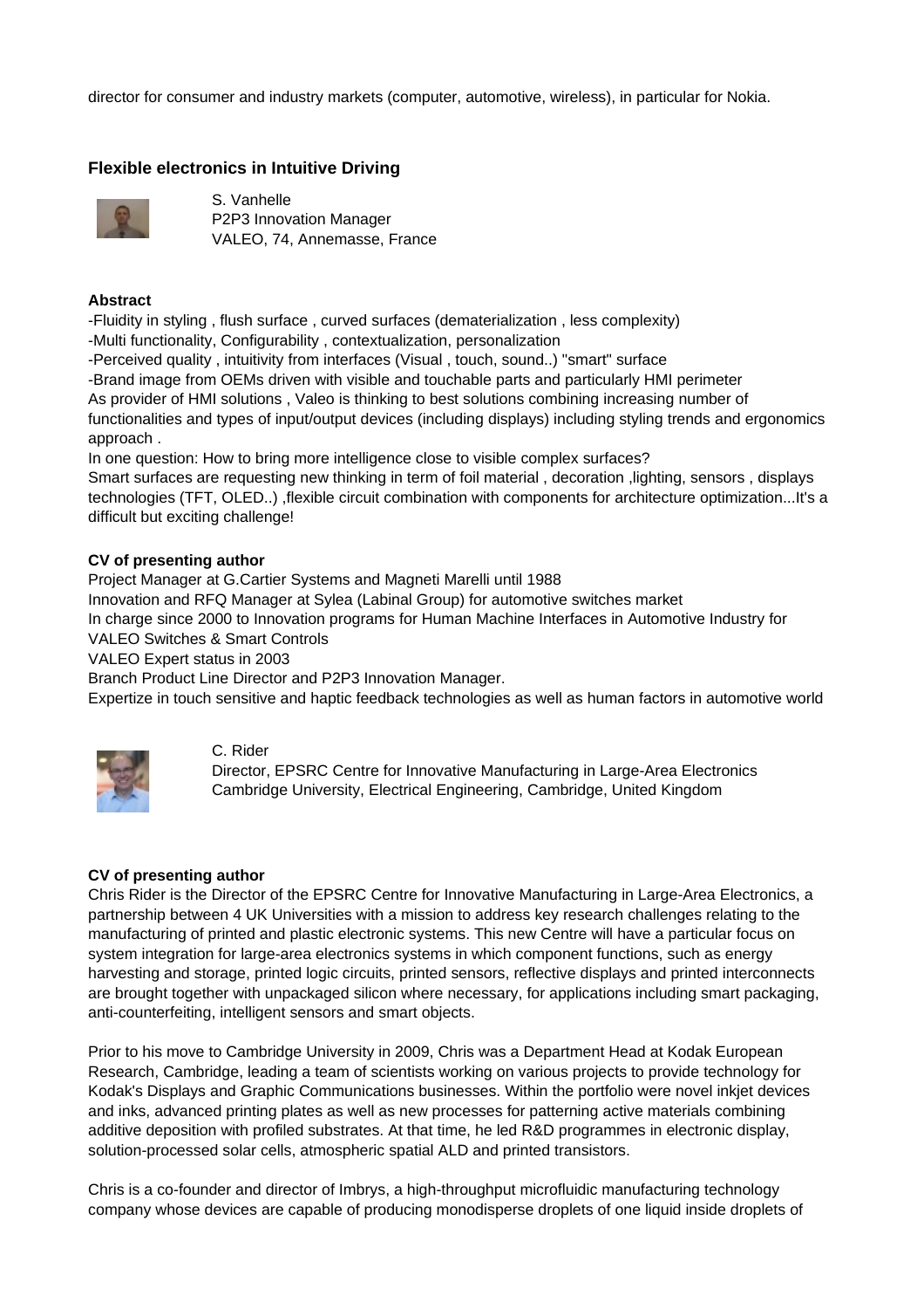director for consumer and industry markets (computer, automotive, wireless), in particular for Nokia.

### Flexible electronics in Intuitive Driving

S. Vanhelle
P2P3 Innovation Manager
VALEO, 74, Annemasse, France

**Abstract**

-Fluidity in styling , flush surface , curved surfaces (dematerialization , less complexity)
-Multi functionality, Configurability , contextualization, personalization
-Perceived quality , intuitivity from interfaces (Visual , touch, sound..) "smart" surface
-Brand image from OEMs driven with visible and touchable parts and particularly HMI perimeter
As provider of HMI solutions , Valeo is thinking to best solutions combining increasing number of functionalities and types of input/output devices (including displays) including styling trends and ergonomics approach .
In one question: How to bring more intelligence close to visible complex surfaces?
Smart surfaces are requesting new thinking in term of foil material , decoration ,lighting, sensors , displays technologies (TFT, OLED..) ,flexible circuit combination with components for architecture optimization...It's a difficult but exciting challenge!

**CV of presenting author**

Project Manager at G.Cartier Systems and Magneti Marelli until 1988
Innovation and RFQ Manager at Sylea (Labinal Group) for automotive switches market
In charge since 2000 to Innovation programs for Human Machine Interfaces in Automotive Industry for VALEO Switches & Smart Controls
VALEO Expert status in 2003
Branch Product Line Director and P2P3 Innovation Manager.
Expertize in touch sensitive and haptic feedback technologies as well as human factors in automotive world

C. Rider
Director, EPSRC Centre for Innovative Manufacturing in Large-Area Electronics
Cambridge University, Electrical Engineering, Cambridge, United Kingdom

**CV of presenting author**

Chris Rider is the Director of the EPSRC Centre for Innovative Manufacturing in Large-Area Electronics, a partnership between 4 UK Universities with a mission to address key research challenges relating to the manufacturing of printed and plastic electronic systems. This new Centre will have a particular focus on system integration for large-area electronics systems in which component functions, such as energy harvesting and storage, printed logic circuits, printed sensors, reflective displays and printed interconnects are brought together with unpackaged silicon where necessary, for applications including smart packaging, anti-counterfeiting, intelligent sensors and smart objects.

Prior to his move to Cambridge University in 2009, Chris was a Department Head at Kodak European Research, Cambridge, leading a team of scientists working on various projects to provide technology for Kodak's Displays and Graphic Communications businesses. Within the portfolio were novel inkjet devices and inks, advanced printing plates as well as new processes for patterning active materials combining additive deposition with profiled substrates. At that time, he led R&D programmes in electronic display, solution-processed solar cells, atmospheric spatial ALD and printed transistors.

Chris is a co-founder and director of Imbrys, a high-throughput microfluidic manufacturing technology company whose devices are capable of producing monodisperse droplets of one liquid inside droplets of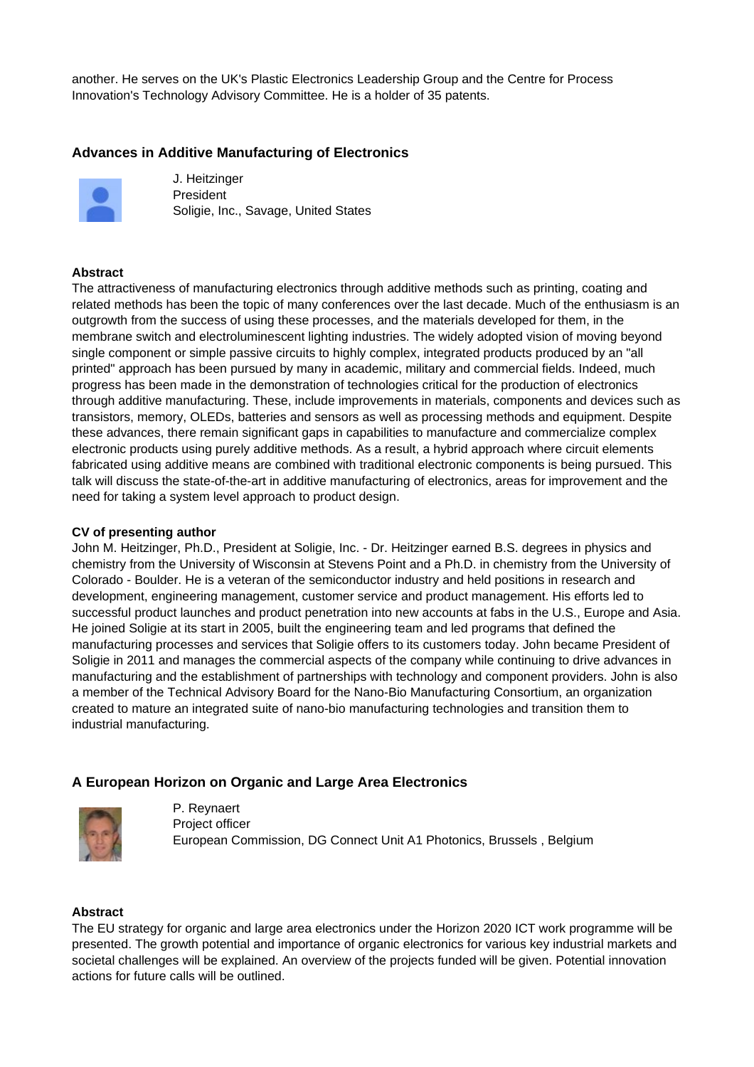another. He serves on the UK's Plastic Electronics Leadership Group and the Centre for Process Innovation's Technology Advisory Committee. He is a holder of 35 patents.

### Advances in Additive Manufacturing of Electronics

J. Heitzinger
President
Soligie, Inc., Savage, United States

**Abstract**

The attractiveness of manufacturing electronics through additive methods such as printing, coating and related methods has been the topic of many conferences over the last decade. Much of the enthusiasm is an outgrowth from the success of using these processes, and the materials developed for them, in the membrane switch and electroluminescent lighting industries. The widely adopted vision of moving beyond single component or simple passive circuits to highly complex, integrated products produced by an "all printed" approach has been pursued by many in academic, military and commercial fields. Indeed, much progress has been made in the demonstration of technologies critical for the production of electronics through additive manufacturing. These, include improvements in materials, components and devices such as transistors, memory, OLEDs, batteries and sensors as well as processing methods and equipment. Despite these advances, there remain significant gaps in capabilities to manufacture and commercialize complex electronic products using purely additive methods. As a result, a hybrid approach where circuit elements fabricated using additive means are combined with traditional electronic components is being pursued. This talk will discuss the state-of-the-art in additive manufacturing of electronics, areas for improvement and the need for taking a system level approach to product design.

**CV of presenting author**

John M. Heitzinger, Ph.D., President at Soligie, Inc. - Dr. Heitzinger earned B.S. degrees in physics and chemistry from the University of Wisconsin at Stevens Point and a Ph.D. in chemistry from the University of Colorado - Boulder. He is a veteran of the semiconductor industry and held positions in research and development, engineering management, customer service and product management. His efforts led to successful product launches and product penetration into new accounts at fabs in the U.S., Europe and Asia. He joined Soligie at its start in 2005, built the engineering team and led programs that defined the manufacturing processes and services that Soligie offers to its customers today. John became President of Soligie in 2011 and manages the commercial aspects of the company while continuing to drive advances in manufacturing and the establishment of partnerships with technology and component providers. John is also a member of the Technical Advisory Board for the Nano-Bio Manufacturing Consortium, an organization created to mature an integrated suite of nano-bio manufacturing technologies and transition them to industrial manufacturing.

### A European Horizon on Organic and Large Area Electronics

P. Reynaert
Project officer
European Commission, DG Connect Unit A1 Photonics, Brussels , Belgium

**Abstract**

The EU strategy for organic and large area electronics under the Horizon 2020 ICT work programme will be presented. The growth potential and importance of organic electronics for various key industrial markets and societal challenges will be explained. An overview of the projects funded will be given. Potential innovation actions for future calls will be outlined.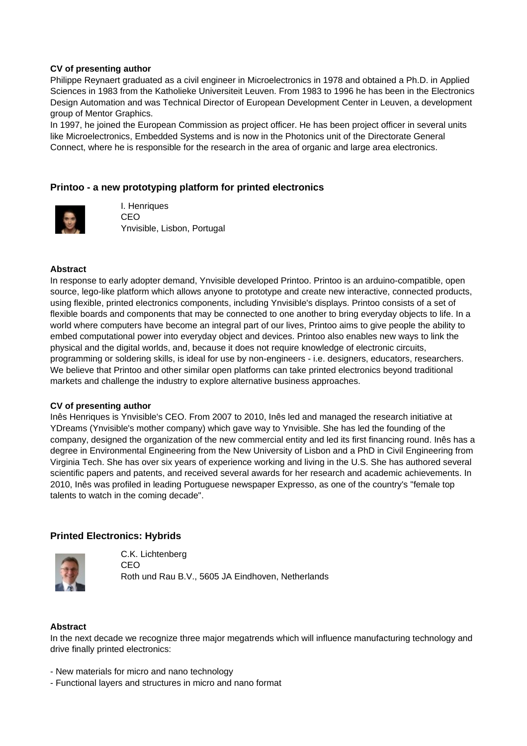**CV of presenting author**

Philippe Reynaert graduated as a civil engineer in Microelectronics in 1978 and obtained a Ph.D. in Applied Sciences in 1983 from the Katholieke Universiteit Leuven. From 1983 to 1996 he has been in the Electronics Design Automation and was Technical Director of European Development Center in Leuven, a development group of Mentor Graphics.

In 1997, he joined the European Commission as project officer. He has been project officer in several units like Microelectronics, Embedded Systems and is now in the Photonics unit of the Directorate General Connect, where he is responsible for the research in the area of organic and large area electronics.

## Printoo - a new prototyping platform for printed electronics

I. Henriques
CEO
Ynvisible, Lisbon, Portugal

**Abstract**

In response to early adopter demand, Ynvisible developed Printoo. Printoo is an arduino-compatible, open source, lego-like platform which allows anyone to prototype and create new interactive, connected products, using flexible, printed electronics components, including Ynvisible's displays. Printoo consists of a set of flexible boards and components that may be connected to one another to bring everyday objects to life. In a world where computers have become an integral part of our lives, Printoo aims to give people the ability to embed computational power into everyday object and devices. Printoo also enables new ways to link the physical and the digital worlds, and, because it does not require knowledge of electronic circuits, programming or soldering skills, is ideal for use by non-engineers - i.e. designers, educators, researchers. We believe that Printoo and other similar open platforms can take printed electronics beyond traditional markets and challenge the industry to explore alternative business approaches.

**CV of presenting author**

Inês Henriques is Ynvisible's CEO. From 2007 to 2010, Inês led and managed the research initiative at YDreams (Ynvisible's mother company) which gave way to Ynvisible. She has led the founding of the company, designed the organization of the new commercial entity and led its first financing round. Inês has a degree in Environmental Engineering from the New University of Lisbon and a PhD in Civil Engineering from Virginia Tech. She has over six years of experience working and living in the U.S. She has authored several scientific papers and patents, and received several awards for her research and academic achievements. In 2010, Inês was profiled in leading Portuguese newspaper Expresso, as one of the country's "female top talents to watch in the coming decade".

## Printed Electronics: Hybrids

C.K. Lichtenberg
CEO
Roth und Rau B.V., 5605 JA Eindhoven, Netherlands

**Abstract**

In the next decade we recognize three major megatrends which will influence manufacturing technology and drive finally printed electronics:

- New materials for micro and nano technology
- Functional layers and structures in micro and nano format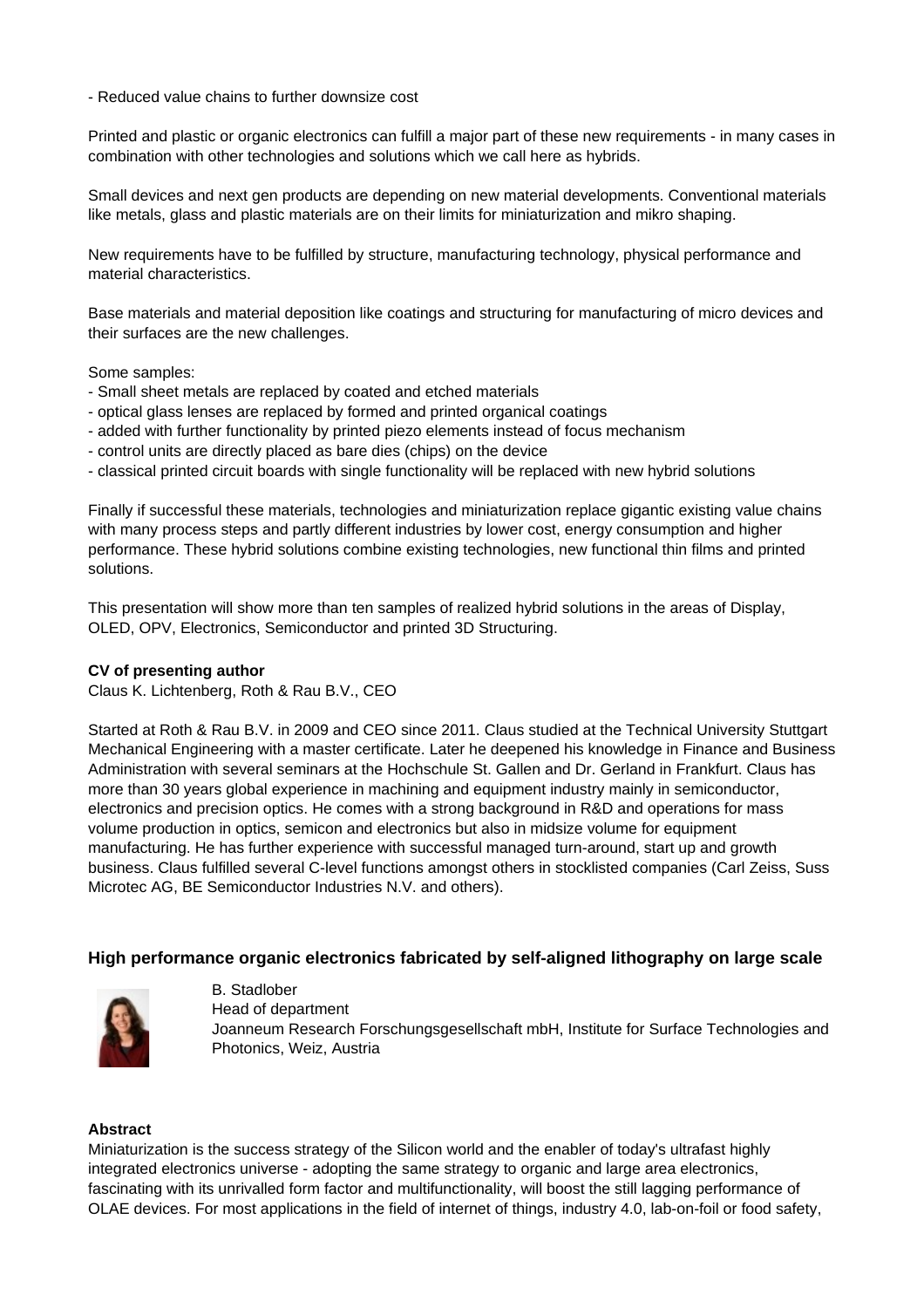- Reduced value chains to further downsize cost

Printed and plastic or organic electronics can fulfill a major part of these new requirements - in many cases in combination with other technologies and solutions which we call here as hybrids.

Small devices and next gen products are depending on new material developments. Conventional materials like metals, glass and plastic materials are on their limits for miniaturization and mikro shaping.

New requirements have to be fulfilled by structure, manufacturing technology, physical performance and material characteristics.

Base materials and material deposition like coatings and structuring for manufacturing of micro devices and their surfaces are the new challenges.

Some samples:
- Small sheet metals are replaced by coated and etched materials
- optical glass lenses are replaced by formed and printed organical coatings
- added with further functionality by printed piezo elements instead of focus mechanism
- control units are directly placed as bare dies (chips) on the device
- classical printed circuit boards with single functionality will be replaced with new hybrid solutions

Finally if successful these materials, technologies and miniaturization replace gigantic existing value chains with many process steps and partly different industries by lower cost, energy consumption and higher performance. These hybrid solutions combine existing technologies, new functional thin films and printed solutions.

This presentation will show more than ten samples of realized hybrid solutions in the areas of Display, OLED, OPV, Electronics, Semiconductor and printed 3D Structuring.

**CV of presenting author**

Claus K. Lichtenberg, Roth & Rau B.V., CEO

Started at Roth & Rau B.V. in 2009 and CEO since 2011. Claus studied at the Technical University Stuttgart Mechanical Engineering with a master certificate. Later he deepened his knowledge in Finance and Business Administration with several seminars at the Hochschule St. Gallen and Dr. Gerland in Frankfurt. Claus has more than 30 years global experience in machining and equipment industry mainly in semiconductor, electronics and precision optics. He comes with a strong background in R&D and operations for mass volume production in optics, semicon and electronics but also in midsize volume for equipment manufacturing. He has further experience with successful managed turn-around, start up and growth business. Claus fulfilled several C-level functions amongst others in stocklisted companies (Carl Zeiss, Suss Microtec AG, BE Semiconductor Industries N.V. and others).

## High performance organic electronics fabricated by self-aligned lithography on large scale

B. Stadlober
Head of department
Joanneum Research Forschungsgesellschaft mbH, Institute for Surface Technologies and Photonics, Weiz, Austria

**Abstract**

Miniaturization is the success strategy of the Silicon world and the enabler of today's ultrafast highly integrated electronics universe - adopting the same strategy to organic and large area electronics, fascinating with its unrivalled form factor and multifunctionality, will boost the still lagging performance of OLAE devices. For most applications in the field of internet of things, industry 4.0, lab-on-foil or food safety,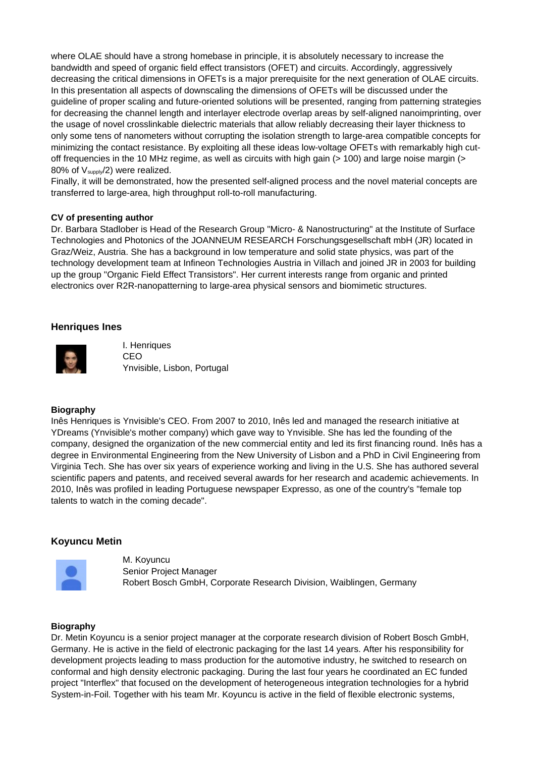where OLAE should have a strong homebase in principle, it is absolutely necessary to increase the bandwidth and speed of organic field effect transistors (OFET) and circuits. Accordingly, aggressively decreasing the critical dimensions in OFETs is a major prerequisite for the next generation of OLAE circuits. In this presentation all aspects of downscaling the dimensions of OFETs will be discussed under the guideline of proper scaling and future-oriented solutions will be presented, ranging from patterning strategies for decreasing the channel length and interlayer electrode overlap areas by self-aligned nanoimprinting, over the usage of novel crosslinkable dielectric materials that allow reliably decreasing their layer thickness to only some tens of nanometers without corrupting the isolation strength to large-area compatible concepts for minimizing the contact resistance. By exploiting all these ideas low-voltage OFETs with remarkably high cut-off frequencies in the 10 MHz regime, as well as circuits with high gain (> 100) and large noise margin (> 80% of $V_{supply}/2$) were realized.
Finally, it will be demonstrated, how the presented self-aligned process and the novel material concepts are transferred to large-area, high throughput roll-to-roll manufacturing.

**CV of presenting author**
Dr. Barbara Stadlober is Head of the Research Group "Micro- & Nanostructuring" at the Institute of Surface Technologies and Photonics of the JOANNEUM RESEARCH Forschungsgesellschaft mbH (JR) located in Graz/Weiz, Austria. She has a background in low temperature and solid state physics, was part of the technology development team at Infineon Technologies Austria in Villach and joined JR in 2003 for building up the group "Organic Field Effect Transistors". Her current interests range from organic and printed electronics over R2R-nanopatterning to large-area physical sensors and biomimetic structures.

### Henriques Ines

I. Henriques
CEO
Ynvisible, Lisbon, Portugal

**Biography**
Inês Henriques is Ynvisible's CEO. From 2007 to 2010, Inês led and managed the research initiative at YDreams (Ynvisible's mother company) which gave way to Ynvisible. She has led the founding of the company, designed the organization of the new commercial entity and led its first financing round. Inês has a degree in Environmental Engineering from the New University of Lisbon and a PhD in Civil Engineering from Virginia Tech. She has over six years of experience working and living in the U.S. She has authored several scientific papers and patents, and received several awards for her research and academic achievements. In 2010, Inês was profiled in leading Portuguese newspaper Expresso, as one of the country's "female top talents to watch in the coming decade".

### Koyuncu Metin

M. Koyuncu
Senior Project Manager
Robert Bosch GmbH, Corporate Research Division, Waiblingen, Germany

**Biography**
Dr. Metin Koyuncu is a senior project manager at the corporate research division of Robert Bosch GmbH, Germany. He is active in the field of electronic packaging for the last 14 years. After his responsibility for development projects leading to mass production for the automotive industry, he switched to research on conformal and high density electronic packaging. During the last four years he coordinated an EC funded project "Interflex" that focused on the development of heterogeneous integration technologies for a hybrid System-in-Foil. Together with his team Mr. Koyuncu is active in the field of flexible electronic systems,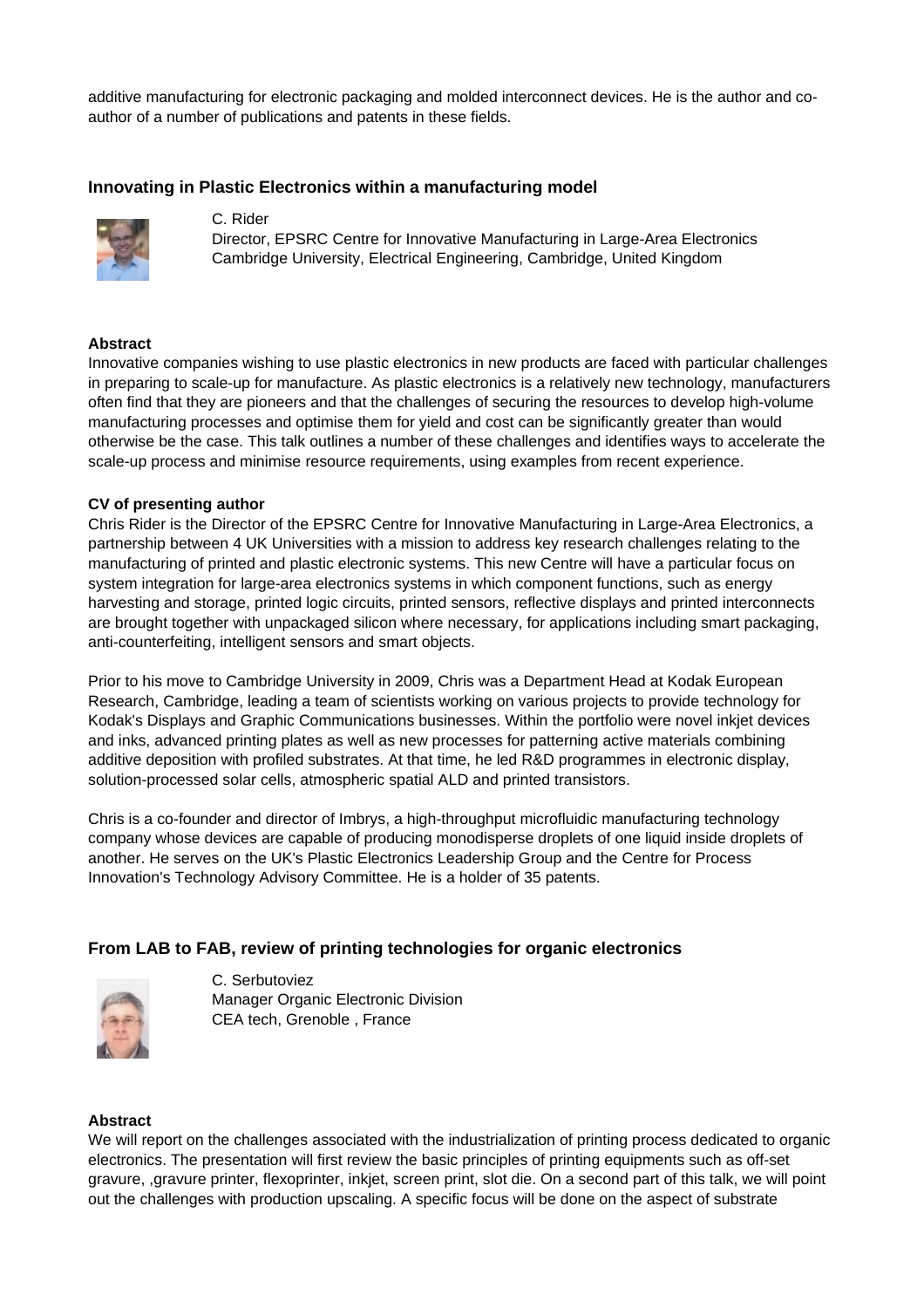additive manufacturing for electronic packaging and molded interconnect devices. He is the author and co-author of a number of publications and patents in these fields.

## Innovating in Plastic Electronics within a manufacturing model

C. Rider
Director, EPSRC Centre for Innovative Manufacturing in Large-Area Electronics
Cambridge University, Electrical Engineering, Cambridge, United Kingdom

**Abstract**

Innovative companies wishing to use plastic electronics in new products are faced with particular challenges in preparing to scale-up for manufacture. As plastic electronics is a relatively new technology, manufacturers often find that they are pioneers and that the challenges of securing the resources to develop high-volume manufacturing processes and optimise them for yield and cost can be significantly greater than would otherwise be the case. This talk outlines a number of these challenges and identifies ways to accelerate the scale-up process and minimise resource requirements, using examples from recent experience.

**CV of presenting author**

Chris Rider is the Director of the EPSRC Centre for Innovative Manufacturing in Large-Area Electronics, a partnership between 4 UK Universities with a mission to address key research challenges relating to the manufacturing of printed and plastic electronic systems. This new Centre will have a particular focus on system integration for large-area electronics systems in which component functions, such as energy harvesting and storage, printed logic circuits, printed sensors, reflective displays and printed interconnects are brought together with unpackaged silicon where necessary, for applications including smart packaging, anti-counterfeiting, intelligent sensors and smart objects.

Prior to his move to Cambridge University in 2009, Chris was a Department Head at Kodak European Research, Cambridge, leading a team of scientists working on various projects to provide technology for Kodak's Displays and Graphic Communications businesses. Within the portfolio were novel inkjet devices and inks, advanced printing plates as well as new processes for patterning active materials combining additive deposition with profiled substrates. At that time, he led R&D programmes in electronic display, solution-processed solar cells, atmospheric spatial ALD and printed transistors.

Chris is a co-founder and director of Imbrys, a high-throughput microfluidic manufacturing technology company whose devices are capable of producing monodisperse droplets of one liquid inside droplets of another. He serves on the UK's Plastic Electronics Leadership Group and the Centre for Process Innovation's Technology Advisory Committee. He is a holder of 35 patents.

## From LAB to FAB, review of printing technologies for organic electronics

C. Serbutoviez
Manager Organic Electronic Division
CEA tech, Grenoble , France

**Abstract**

We will report on the challenges associated with the industrialization of printing process dedicated to organic electronics. The presentation will first review the basic principles of printing equipments such as off-set gravure, ,gravure printer, flexoprinter, inkjet, screen print, slot die. On a second part of this talk, we will point out the challenges with production upscaling. A specific focus will be done on the aspect of substrate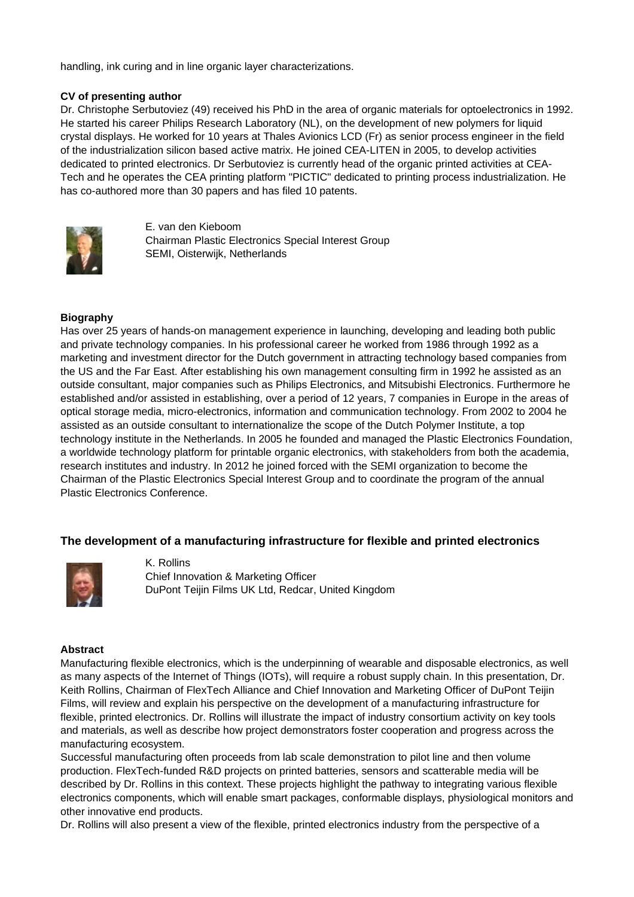handling, ink curing and in line organic layer characterizations.

**CV of presenting author**

Dr. Christophe Serbutoviez (49) received his PhD in the area of organic materials for optoelectronics in 1992. He started his career Philips Research Laboratory (NL), on the development of new polymers for liquid crystal displays. He worked for 10 years at Thales Avionics LCD (Fr) as senior process engineer in the field of the industrialization silicon based active matrix. He joined CEA-LITEN in 2005, to develop activities dedicated to printed electronics. Dr Serbutoviez is currently head of the organic printed activities at CEA-Tech and he operates the CEA printing platform "PICTIC" dedicated to printing process industrialization. He has co-authored more than 30 papers and has filed 10 patents.

E. van den Kieboom
Chairman Plastic Electronics Special Interest Group
SEMI, Oisterwijk, Netherlands

**Biography**

Has over 25 years of hands-on management experience in launching, developing and leading both public and private technology companies. In his professional career he worked from 1986 through 1992 as a marketing and investment director for the Dutch government in attracting technology based companies from the US and the Far East. After establishing his own management consulting firm in 1992 he assisted as an outside consultant, major companies such as Philips Electronics, and Mitsubishi Electronics. Furthermore he established and/or assisted in establishing, over a period of 12 years, 7 companies in Europe in the areas of optical storage media, micro-electronics, information and communication technology. From 2002 to 2004 he assisted as an outside consultant to internationalize the scope of the Dutch Polymer Institute, a top technology institute in the Netherlands. In 2005 he founded and managed the Plastic Electronics Foundation, a worldwide technology platform for printable organic electronics, with stakeholders from both the academia, research institutes and industry. In 2012 he joined forced with the SEMI organization to become the Chairman of the Plastic Electronics Special Interest Group and to coordinate the program of the annual Plastic Electronics Conference.

### The development of a manufacturing infrastructure for flexible and printed electronics

K. Rollins
Chief Innovation & Marketing Officer
DuPont Teijin Films UK Ltd, Redcar, United Kingdom

**Abstract**

Manufacturing flexible electronics, which is the underpinning of wearable and disposable electronics, as well as many aspects of the Internet of Things (IOTs), will require a robust supply chain. In this presentation, Dr. Keith Rollins, Chairman of FlexTech Alliance and Chief Innovation and Marketing Officer of DuPont Teijin Films, will review and explain his perspective on the development of a manufacturing infrastructure for flexible, printed electronics. Dr. Rollins will illustrate the impact of industry consortium activity on key tools and materials, as well as describe how project demonstrators foster cooperation and progress across the manufacturing ecosystem.

Successful manufacturing often proceeds from lab scale demonstration to pilot line and then volume production. FlexTech-funded R&D projects on printed batteries, sensors and scatterable media will be described by Dr. Rollins in this context. These projects highlight the pathway to integrating various flexible electronics components, which will enable smart packages, conformable displays, physiological monitors and other innovative end products.

Dr. Rollins will also present a view of the flexible, printed electronics industry from the perspective of a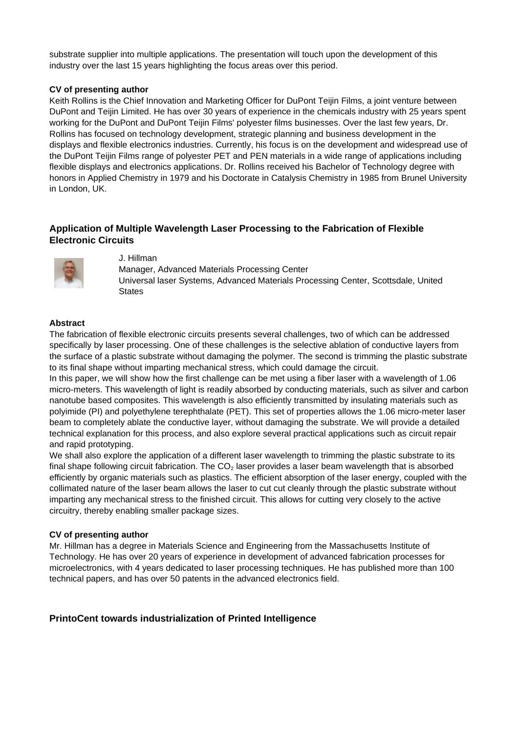substrate supplier into multiple applications. The presentation will touch upon the development of this industry over the last 15 years highlighting the focus areas over this period.

**CV of presenting author**

Keith Rollins is the Chief Innovation and Marketing Officer for DuPont Teijin Films, a joint venture between DuPont and Teijin Limited. He has over 30 years of experience in the chemicals industry with 25 years spent working for the DuPont and DuPont Teijin Films' polyester films businesses. Over the last few years, Dr. Rollins has focused on technology development, strategic planning and business development in the displays and flexible electronics industries. Currently, his focus is on the development and widespread use of the DuPont Teijin Films range of polyester PET and PEN materials in a wide range of applications including flexible displays and electronics applications. Dr. Rollins received his Bachelor of Technology degree with honors in Applied Chemistry in 1979 and his Doctorate in Catalysis Chemistry in 1985 from Brunel University in London, UK.

### Application of Multiple Wavelength Laser Processing to the Fabrication of Flexible Electronic Circuits

J. Hillman
Manager, Advanced Materials Processing Center
Universal laser Systems, Advanced Materials Processing Center, Scottsdale, United States

**Abstract**

The fabrication of flexible electronic circuits presents several challenges, two of which can be addressed specifically by laser processing. One of these challenges is the selective ablation of conductive layers from the surface of a plastic substrate without damaging the polymer. The second is trimming the plastic substrate to its final shape without imparting mechanical stress, which could damage the circuit.

In this paper, we will show how the first challenge can be met using a fiber laser with a wavelength of 1.06 micro-meters. This wavelength of light is readily absorbed by conducting materials, such as silver and carbon nanotube based composites. This wavelength is also efficiently transmitted by insulating materials such as polyimide (PI) and polyethylene terephthalate (PET). This set of properties allows the 1.06 micro-meter laser beam to completely ablate the conductive layer, without damaging the substrate. We will provide a detailed technical explanation for this process, and also explore several practical applications such as circuit repair and rapid prototyping.

We shall also explore the application of a different laser wavelength to trimming the plastic substrate to its final shape following circuit fabrication. The $CO_2$ laser provides a laser beam wavelength that is absorbed efficiently by organic materials such as plastics. The efficient absorption of the laser energy, coupled with the collimated nature of the laser beam allows the laser to cut cut cleanly through the plastic substrate without imparting any mechanical stress to the finished circuit. This allows for cutting very closely to the active circuitry, thereby enabling smaller package sizes.

**CV of presenting author**

Mr. Hillman has a degree in Materials Science and Engineering from the Massachusetts Institute of Technology. He has over 20 years of experience in development of advanced fabrication processes for microelectronics, with 4 years dedicated to laser processing techniques. He has published more than 100 technical papers, and has over 50 patents in the advanced electronics field.

### PrintoCent towards industrialization of Printed Intelligence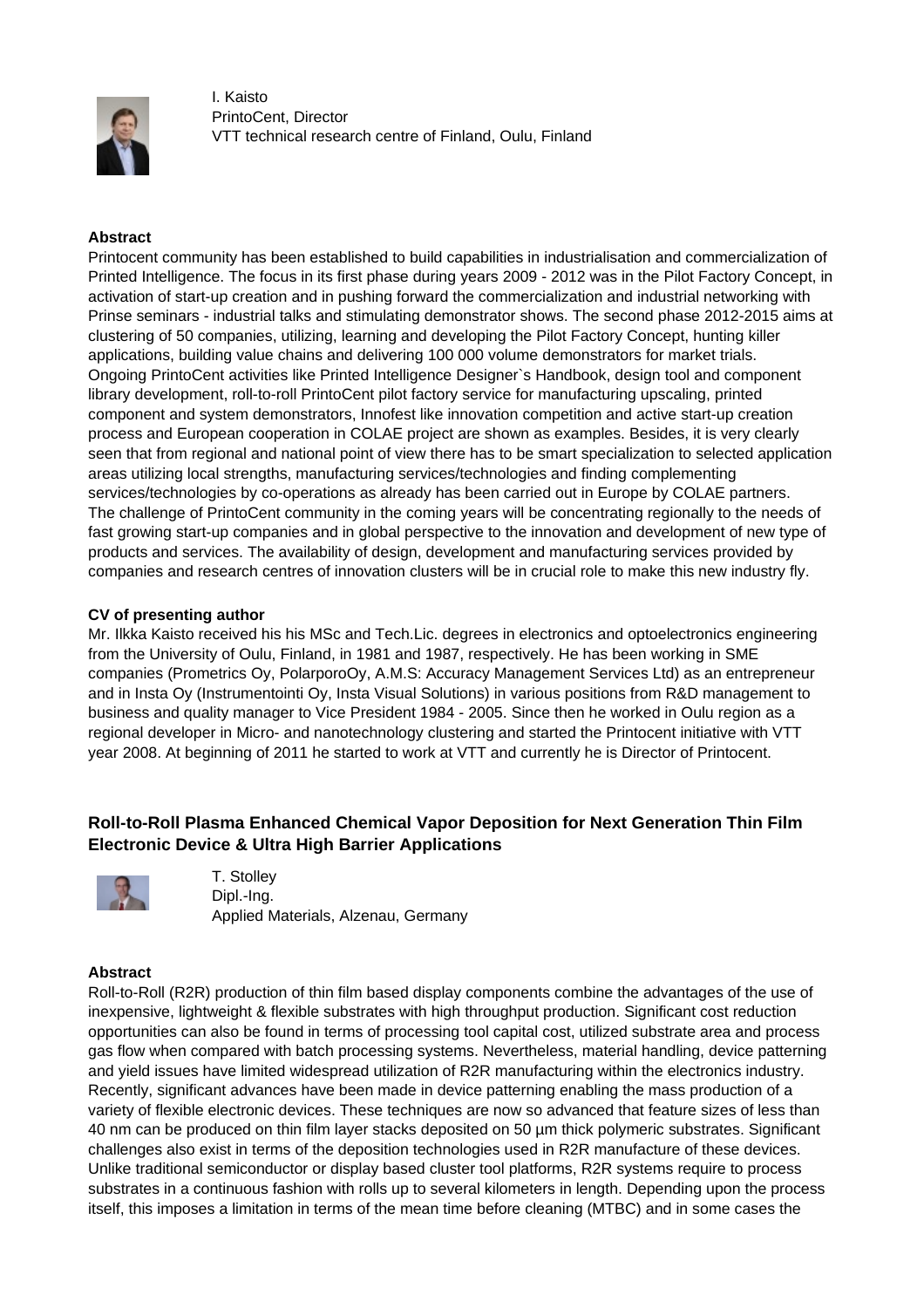I. Kaisto
PrintoCent, Director
VTT technical research centre of Finland, Oulu, Finland

**Abstract**

Printocent community has been established to build capabilities in industrialisation and commercialization of Printed Intelligence. The focus in its first phase during years 2009 - 2012 was in the Pilot Factory Concept, in activation of start-up creation and in pushing forward the commercialization and industrial networking with Prinse seminars - industrial talks and stimulating demonstrator shows. The second phase 2012-2015 aims at clustering of 50 companies, utilizing, learning and developing the Pilot Factory Concept, hunting killer applications, building value chains and delivering 100 000 volume demonstrators for market trials.
Ongoing PrintoCent activities like Printed Intelligence Designer`s Handbook, design tool and component library development, roll-to-roll PrintoCent pilot factory service for manufacturing upscaling, printed component and system demonstrators, Innofest like innovation competition and active start-up creation process and European cooperation in COLAE project are shown as examples. Besides, it is very clearly seen that from regional and national point of view there has to be smart specialization to selected application areas utilizing local strengths, manufacturing services/technologies and finding complementing services/technologies by co-operations as already has been carried out in Europe by COLAE partners.
The challenge of PrintoCent community in the coming years will be concentrating regionally to the needs of fast growing start-up companies and in global perspective to the innovation and development of new type of products and services. The availability of design, development and manufacturing services provided by companies and research centres of innovation clusters will be in crucial role to make this new industry fly.

**CV of presenting author**

Mr. Ilkka Kaisto received his his MSc and Tech.Lic. degrees in electronics and optoelectronics engineering from the University of Oulu, Finland, in 1981 and 1987, respectively. He has been working in SME companies (Prometrics Oy, PolarporoOy, A.M.S: Accuracy Management Services Ltd) as an entrepreneur and in Insta Oy (Instrumentointi Oy, Insta Visual Solutions) in various positions from R&D management to business and quality manager to Vice President 1984 - 2005. Since then he worked in Oulu region as a regional developer in Micro- and nanotechnology clustering and started the Printocent initiative with VTT year 2008. At beginning of 2011 he started to work at VTT and currently he is Director of Printocent.

## Roll-to-Roll Plasma Enhanced Chemical Vapor Deposition for Next Generation Thin Film Electronic Device & Ultra High Barrier Applications

T. Stolley
Dipl.-Ing.
Applied Materials, Alzenau, Germany

**Abstract**

Roll-to-Roll (R2R) production of thin film based display components combine the advantages of the use of inexpensive, lightweight & flexible substrates with high throughput production. Significant cost reduction opportunities can also be found in terms of processing tool capital cost, utilized substrate area and process gas flow when compared with batch processing systems. Nevertheless, material handling, device patterning and yield issues have limited widespread utilization of R2R manufacturing within the electronics industry. Recently, significant advances have been made in device patterning enabling the mass production of a variety of flexible electronic devices. These techniques are now so advanced that feature sizes of less than 40 nm can be produced on thin film layer stacks deposited on 50 µm thick polymeric substrates. Significant challenges also exist in terms of the deposition technologies used in R2R manufacture of these devices. Unlike traditional semiconductor or display based cluster tool platforms, R2R systems require to process substrates in a continuous fashion with rolls up to several kilometers in length. Depending upon the process itself, this imposes a limitation in terms of the mean time before cleaning (MTBC) and in some cases the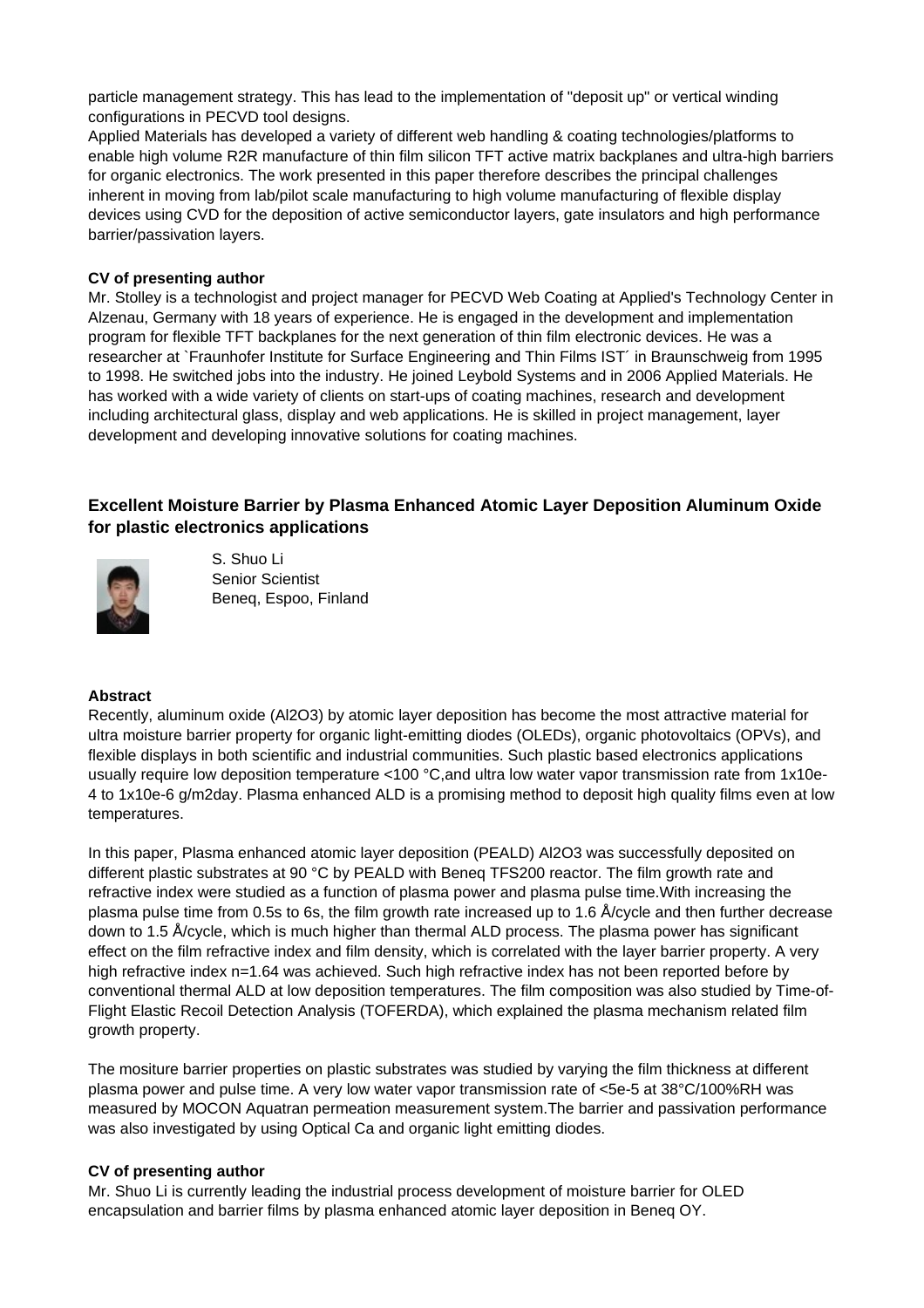particle management strategy. This has lead to the implementation of "deposit up" or vertical winding configurations in PECVD tool designs.
Applied Materials has developed a variety of different web handling & coating technologies/platforms to enable high volume R2R manufacture of thin film silicon TFT active matrix backplanes and ultra-high barriers for organic electronics. The work presented in this paper therefore describes the principal challenges inherent in moving from lab/pilot scale manufacturing to high volume manufacturing of flexible display devices using CVD for the deposition of active semiconductor layers, gate insulators and high performance barrier/passivation layers.

**CV of presenting author**

Mr. Stolley is a technologist and project manager for PECVD Web Coating at Applied's Technology Center in Alzenau, Germany with 18 years of experience. He is engaged in the development and implementation program for flexible TFT backplanes for the next generation of thin film electronic devices. He was a researcher at `Fraunhofer Institute for Surface Engineering and Thin Films IST´ in Braunschweig from 1995 to 1998. He switched jobs into the industry. He joined Leybold Systems and in 2006 Applied Materials. He has worked with a wide variety of clients on start-ups of coating machines, research and development including architectural glass, display and web applications. He is skilled in project management, layer development and developing innovative solutions for coating machines.

### Excellent Moisture Barrier by Plasma Enhanced Atomic Layer Deposition Aluminum Oxide for plastic electronics applications

S. Shuo Li
Senior Scientist
Beneq, Espoo, Finland

**Abstract**

Recently, aluminum oxide ($Al_2O_3$) by atomic layer deposition has become the most attractive material for ultra moisture barrier property for organic light-emitting diodes (OLEDs), organic photovoltaics (OPVs), and flexible displays in both scientific and industrial communities. Such plastic based electronics applications usually require low deposition temperature <100 °C,and ultra low water vapor transmission rate from 1x10e-4 to 1x10e-6 g/m2day. Plasma enhanced ALD is a promising method to deposit high quality films even at low temperatures.

In this paper, Plasma enhanced atomic layer deposition (PEALD) $Al_2O_3$ was successfully deposited on different plastic substrates at 90 °C by PEALD with Beneq TFS200 reactor. The film growth rate and refractive index were studied as a function of plasma power and plasma pulse time.With increasing the plasma pulse time from 0.5s to 6s, the film growth rate increased up to 1.6 Å/cycle and then further decrease down to 1.5 Å/cycle, which is much higher than thermal ALD process. The plasma power has significant effect on the film refractive index and film density, which is correlated with the layer barrier property. A very high refractive index n=1.64 was achieved. Such high refractive index has not been reported before by conventional thermal ALD at low deposition temperatures. The film composition was also studied by Time-of-Flight Elastic Recoil Detection Analysis (TOFERDA), which explained the plasma mechanism related film growth property.

The mositure barrier properties on plastic substrates was studied by varying the film thickness at different plasma power and pulse time. A very low water vapor transmission rate of <5e-5 at 38°C/100%RH was measured by MOCON Aquatran permeation measurement system.The barrier and passivation performance was also investigated by using Optical Ca and organic light emitting diodes.

**CV of presenting author**

Mr. Shuo Li is currently leading the industrial process development of moisture barrier for OLED encapsulation and barrier films by plasma enhanced atomic layer deposition in Beneq OY.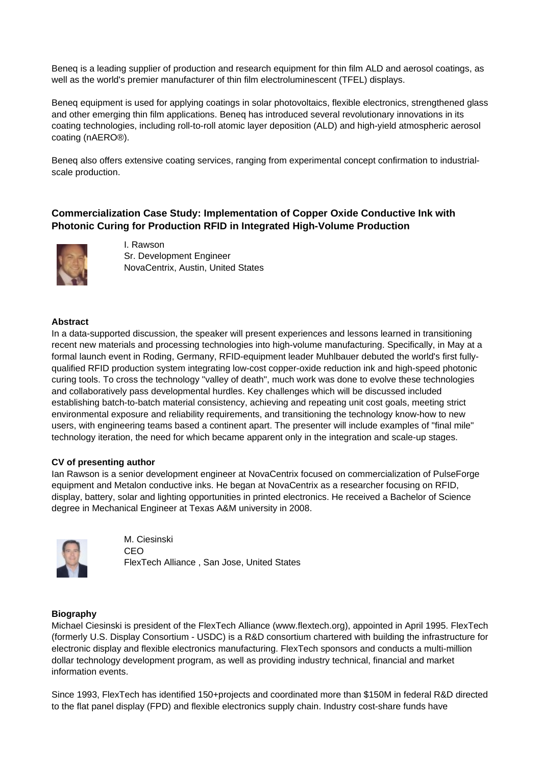Beneq is a leading supplier of production and research equipment for thin film ALD and aerosol coatings, as well as the world's premier manufacturer of thin film electroluminescent (TFEL) displays.

Beneq equipment is used for applying coatings in solar photovoltaics, flexible electronics, strengthened glass and other emerging thin film applications. Beneq has introduced several revolutionary innovations in its coating technologies, including roll-to-roll atomic layer deposition (ALD) and high-yield atmospheric aerosol coating (nAERO®).

Beneq also offers extensive coating services, ranging from experimental concept confirmation to industrial-scale production.

### Commercialization Case Study: Implementation of Copper Oxide Conductive Ink with Photonic Curing for Production RFID in Integrated High-Volume Production

I. Rawson
Sr. Development Engineer
NovaCentrix, Austin, United States

**Abstract**

In a data-supported discussion, the speaker will present experiences and lessons learned in transitioning recent new materials and processing technologies into high-volume manufacturing. Specifically, in May at a formal launch event in Roding, Germany, RFID-equipment leader Muhlbauer debuted the world's first fully-qualified RFID production system integrating low-cost copper-oxide reduction ink and high-speed photonic curing tools. To cross the technology "valley of death", much work was done to evolve these technologies and collaboratively pass developmental hurdles. Key challenges which will be discussed included establishing batch-to-batch material consistency, achieving and repeating unit cost goals, meeting strict environmental exposure and reliability requirements, and transitioning the technology know-how to new users, with engineering teams based a continent apart. The presenter will include examples of "final mile" technology iteration, the need for which became apparent only in the integration and scale-up stages.

**CV of presenting author**

Ian Rawson is a senior development engineer at NovaCentrix focused on commercialization of PulseForge equipment and Metalon conductive inks. He began at NovaCentrix as a researcher focusing on RFID, display, battery, solar and lighting opportunities in printed electronics. He received a Bachelor of Science degree in Mechanical Engineer at Texas A&M university in 2008.

M. Ciesinski
CEO
FlexTech Alliance , San Jose, United States

**Biography**

Michael Ciesinski is president of the FlexTech Alliance (www.flextech.org), appointed in April 1995. FlexTech (formerly U.S. Display Consortium - USDC) is a R&D consortium chartered with building the infrastructure for electronic display and flexible electronics manufacturing. FlexTech sponsors and conducts a multi-million dollar technology development program, as well as providing industry technical, financial and market information events.

Since 1993, FlexTech has identified 150+projects and coordinated more than $150M in federal R&D directed to the flat panel display (FPD) and flexible electronics supply chain. Industry cost-share funds have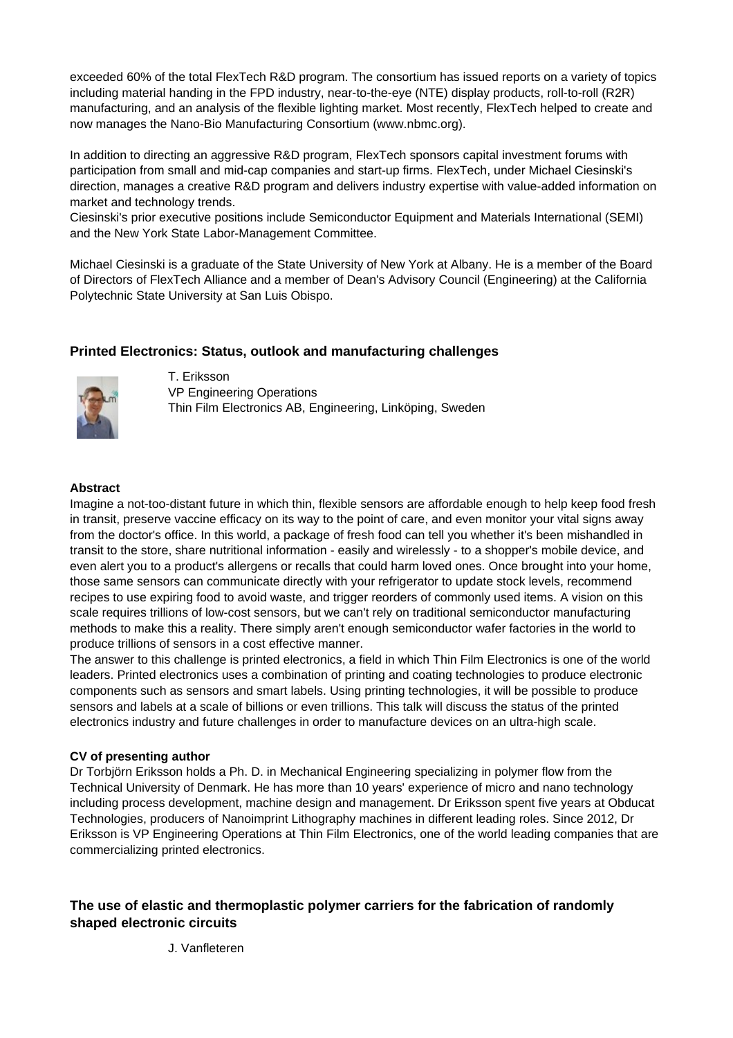exceeded 60% of the total FlexTech R&D program. The consortium has issued reports on a variety of topics including material handing in the FPD industry, near-to-the-eye (NTE) display products, roll-to-roll (R2R) manufacturing, and an analysis of the flexible lighting market. Most recently, FlexTech helped to create and now manages the Nano-Bio Manufacturing Consortium (www.nbmc.org).

In addition to directing an aggressive R&D program, FlexTech sponsors capital investment forums with participation from small and mid-cap companies and start-up firms. FlexTech, under Michael Ciesinski's direction, manages a creative R&D program and delivers industry expertise with value-added information on market and technology trends.
Ciesinski's prior executive positions include Semiconductor Equipment and Materials International (SEMI) and the New York State Labor-Management Committee.

Michael Ciesinski is a graduate of the State University of New York at Albany. He is a member of the Board of Directors of FlexTech Alliance and a member of Dean's Advisory Council (Engineering) at the California Polytechnic State University at San Luis Obispo.

### Printed Electronics: Status, outlook and manufacturing challenges

T. Eriksson
VP Engineering Operations
Thin Film Electronics AB, Engineering, Linköping, Sweden

**Abstract**

Imagine a not-too-distant future in which thin, flexible sensors are affordable enough to help keep food fresh in transit, preserve vaccine efficacy on its way to the point of care, and even monitor your vital signs away from the doctor's office. In this world, a package of fresh food can tell you whether it's been mishandled in transit to the store, share nutritional information - easily and wirelessly - to a shopper's mobile device, and even alert you to a product's allergens or recalls that could harm loved ones. Once brought into your home, those same sensors can communicate directly with your refrigerator to update stock levels, recommend recipes to use expiring food to avoid waste, and trigger reorders of commonly used items. A vision on this scale requires trillions of low-cost sensors, but we can't rely on traditional semiconductor manufacturing methods to make this a reality. There simply aren't enough semiconductor wafer factories in the world to produce trillions of sensors in a cost effective manner.
The answer to this challenge is printed electronics, a field in which Thin Film Electronics is one of the world leaders. Printed electronics uses a combination of printing and coating technologies to produce electronic components such as sensors and smart labels. Using printing technologies, it will be possible to produce sensors and labels at a scale of billions or even trillions. This talk will discuss the status of the printed electronics industry and future challenges in order to manufacture devices on an ultra-high scale.

**CV of presenting author**

Dr Torbjörn Eriksson holds a Ph. D. in Mechanical Engineering specializing in polymer flow from the Technical University of Denmark. He has more than 10 years' experience of micro and nano technology including process development, machine design and management. Dr Eriksson spent five years at Obducat Technologies, producers of Nanoimprint Lithography machines in different leading roles. Since 2012, Dr Eriksson is VP Engineering Operations at Thin Film Electronics, one of the world leading companies that are commercializing printed electronics.

### The use of elastic and thermoplastic polymer carriers for the fabrication of randomly shaped electronic circuits

J. Vanfleteren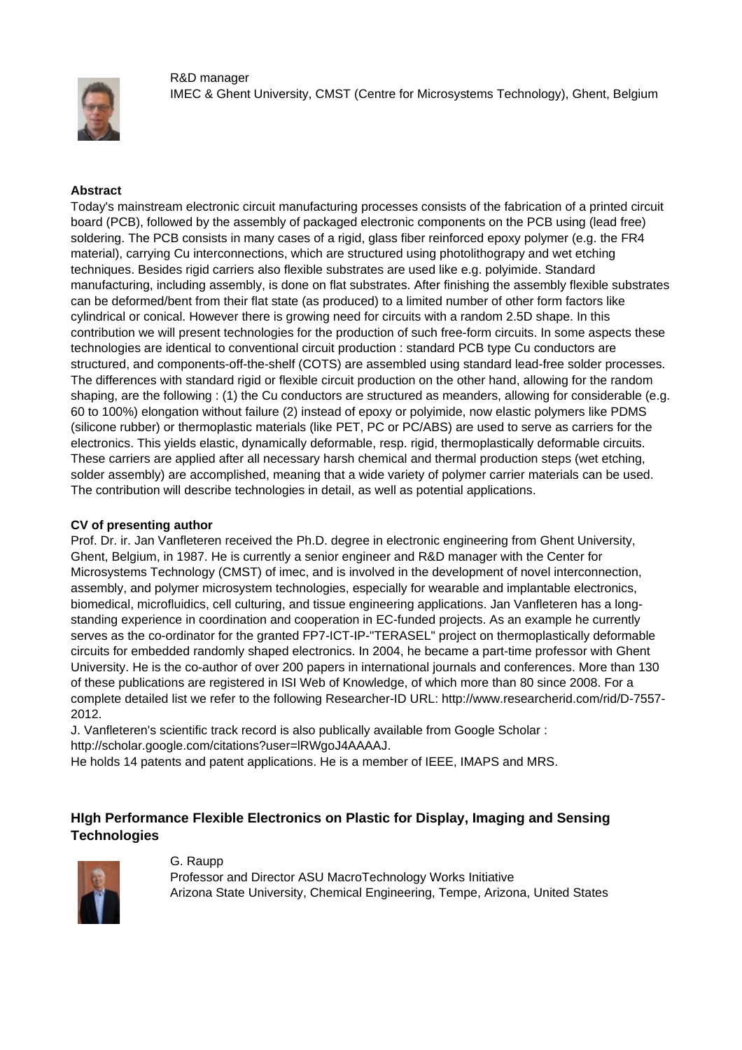R&D manager
IMEC & Ghent University, CMST (Centre for Microsystems Technology), Ghent, Belgium

**Abstract**

Today's mainstream electronic circuit manufacturing processes consists of the fabrication of a printed circuit board (PCB), followed by the assembly of packaged electronic components on the PCB using (lead free) soldering. The PCB consists in many cases of a rigid, glass fiber reinforced epoxy polymer (e.g. the FR4 material), carrying Cu interconnections, which are structured using photolithograpy and wet etching techniques. Besides rigid carriers also flexible substrates are used like e.g. polyimide. Standard manufacturing, including assembly, is done on flat substrates. After finishing the assembly flexible substrates can be deformed/bent from their flat state (as produced) to a limited number of other form factors like cylindrical or conical. However there is growing need for circuits with a random 2.5D shape. In this contribution we will present technologies for the production of such free-form circuits. In some aspects these technologies are identical to conventional circuit production : standard PCB type Cu conductors are structured, and components-off-the-shelf (COTS) are assembled using standard lead-free solder processes. The differences with standard rigid or flexible circuit production on the other hand, allowing for the random shaping, are the following : (1) the Cu conductors are structured as meanders, allowing for considerable (e.g. 60 to 100%) elongation without failure (2) instead of epoxy or polyimide, now elastic polymers like PDMS (silicone rubber) or thermoplastic materials (like PET, PC or PC/ABS) are used to serve as carriers for the electronics. This yields elastic, dynamically deformable, resp. rigid, thermoplastically deformable circuits. These carriers are applied after all necessary harsh chemical and thermal production steps (wet etching, solder assembly) are accomplished, meaning that a wide variety of polymer carrier materials can be used. The contribution will describe technologies in detail, as well as potential applications.

**CV of presenting author**

Prof. Dr. ir. Jan Vanfleteren received the Ph.D. degree in electronic engineering from Ghent University, Ghent, Belgium, in 1987. He is currently a senior engineer and R&D manager with the Center for Microsystems Technology (CMST) of imec, and is involved in the development of novel interconnection, assembly, and polymer microsystem technologies, especially for wearable and implantable electronics, biomedical, microfluidics, cell culturing, and tissue engineering applications. Jan Vanfleteren has a long-standing experience in coordination and cooperation in EC-funded projects. As an example he currently serves as the co-ordinator for the granted FP7-ICT-IP-"TERASEL" project on thermoplastically deformable circuits for embedded randomly shaped electronics. In 2004, he became a part-time professor with Ghent University. He is the co-author of over 200 papers in international journals and conferences. More than 130 of these publications are registered in ISI Web of Knowledge, of which more than 80 since 2008. For a complete detailed list we refer to the following Researcher-ID URL: http://www.researcherid.com/rid/D-7557-2012.

J. Vanfleteren's scientific track record is also publically available from Google Scholar : http://scholar.google.com/citations?user=lRWgoJ4AAAAJ.

He holds 14 patents and patent applications. He is a member of IEEE, IMAPS and MRS.

### HIgh Performance Flexible Electronics on Plastic for Display, Imaging and Sensing Technologies

G. Raupp
Professor and Director ASU MacroTechnology Works Initiative
Arizona State University, Chemical Engineering, Tempe, Arizona, United States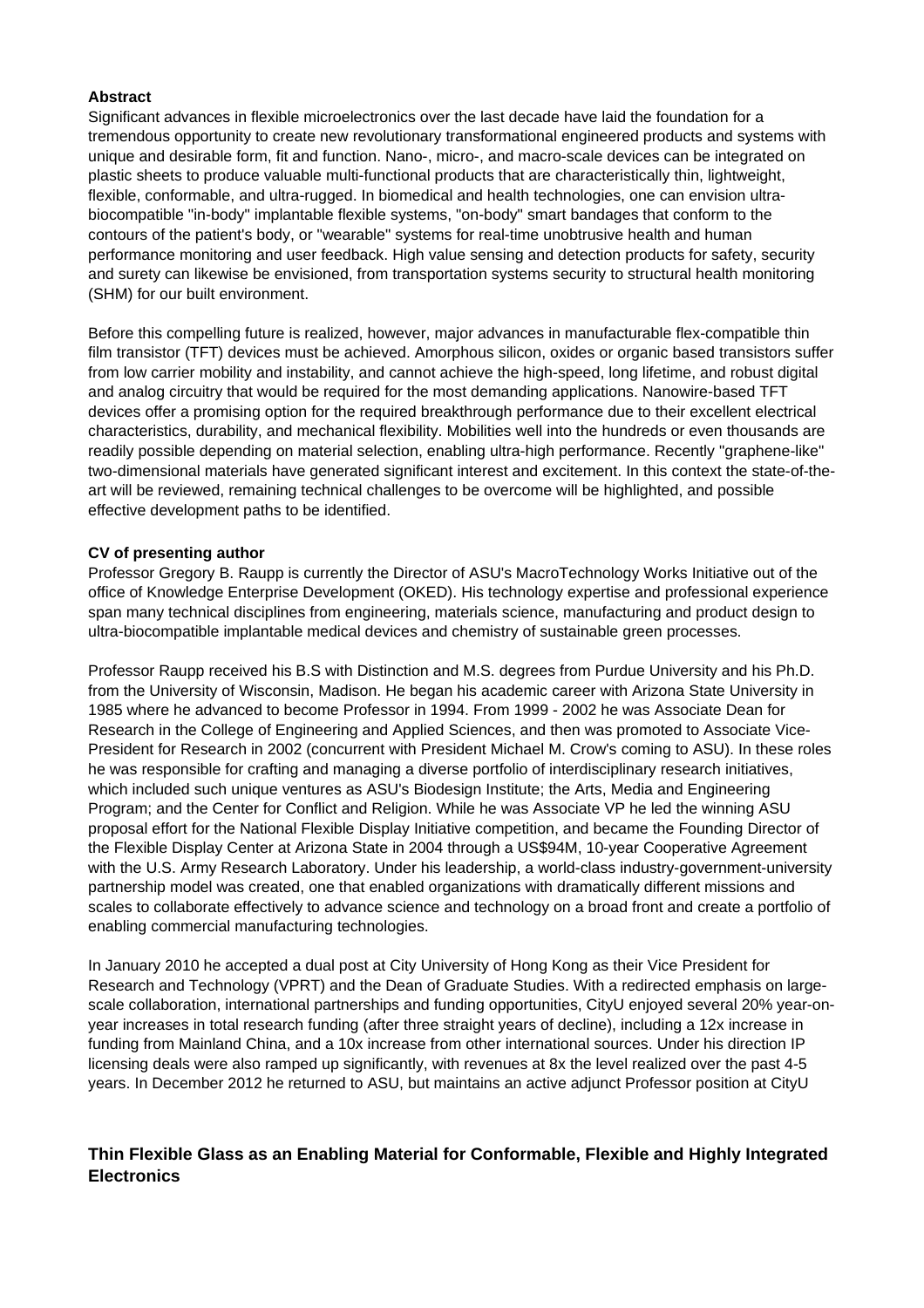**Abstract**

Significant advances in flexible microelectronics over the last decade have laid the foundation for a tremendous opportunity to create new revolutionary transformational engineered products and systems with unique and desirable form, fit and function. Nano-, micro-, and macro-scale devices can be integrated on plastic sheets to produce valuable multi-functional products that are characteristically thin, lightweight, flexible, conformable, and ultra-rugged. In biomedical and health technologies, one can envision ultra-biocompatible "in-body" implantable flexible systems, "on-body" smart bandages that conform to the contours of the patient's body, or "wearable" systems for real-time unobtrusive health and human performance monitoring and user feedback. High value sensing and detection products for safety, security and surety can likewise be envisioned, from transportation systems security to structural health monitoring (SHM) for our built environment.

Before this compelling future is realized, however, major advances in manufacturable flex-compatible thin film transistor (TFT) devices must be achieved. Amorphous silicon, oxides or organic based transistors suffer from low carrier mobility and instability, and cannot achieve the high-speed, long lifetime, and robust digital and analog circuitry that would be required for the most demanding applications. Nanowire-based TFT devices offer a promising option for the required breakthrough performance due to their excellent electrical characteristics, durability, and mechanical flexibility. Mobilities well into the hundreds or even thousands are readily possible depending on material selection, enabling ultra-high performance. Recently "graphene-like" two-dimensional materials have generated significant interest and excitement. In this context the state-of-the-art will be reviewed, remaining technical challenges to be overcome will be highlighted, and possible effective development paths to be identified.

**CV of presenting author**

Professor Gregory B. Raupp is currently the Director of ASU's MacroTechnology Works Initiative out of the office of Knowledge Enterprise Development (OKED). His technology expertise and professional experience span many technical disciplines from engineering, materials science, manufacturing and product design to ultra-biocompatible implantable medical devices and chemistry of sustainable green processes.

Professor Raupp received his B.S with Distinction and M.S. degrees from Purdue University and his Ph.D. from the University of Wisconsin, Madison. He began his academic career with Arizona State University in 1985 where he advanced to become Professor in 1994. From 1999 - 2002 he was Associate Dean for Research in the College of Engineering and Applied Sciences, and then was promoted to Associate Vice-President for Research in 2002 (concurrent with President Michael M. Crow's coming to ASU). In these roles he was responsible for crafting and managing a diverse portfolio of interdisciplinary research initiatives, which included such unique ventures as ASU's Biodesign Institute; the Arts, Media and Engineering Program; and the Center for Conflict and Religion. While he was Associate VP he led the winning ASU proposal effort for the National Flexible Display Initiative competition, and became the Founding Director of the Flexible Display Center at Arizona State in 2004 through a US$94M, 10-year Cooperative Agreement with the U.S. Army Research Laboratory. Under his leadership, a world-class industry-government-university partnership model was created, one that enabled organizations with dramatically different missions and scales to collaborate effectively to advance science and technology on a broad front and create a portfolio of enabling commercial manufacturing technologies.

In January 2010 he accepted a dual post at City University of Hong Kong as their Vice President for Research and Technology (VPRT) and the Dean of Graduate Studies. With a redirected emphasis on large-scale collaboration, international partnerships and funding opportunities, CityU enjoyed several 20% year-on-year increases in total research funding (after three straight years of decline), including a 12x increase in funding from Mainland China, and a 10x increase from other international sources. Under his direction IP licensing deals were also ramped up significantly, with revenues at 8x the level realized over the past 4-5 years. In December 2012 he returned to ASU, but maintains an active adjunct Professor position at CityU

## Thin Flexible Glass as an Enabling Material for Conformable, Flexible and Highly Integrated Electronics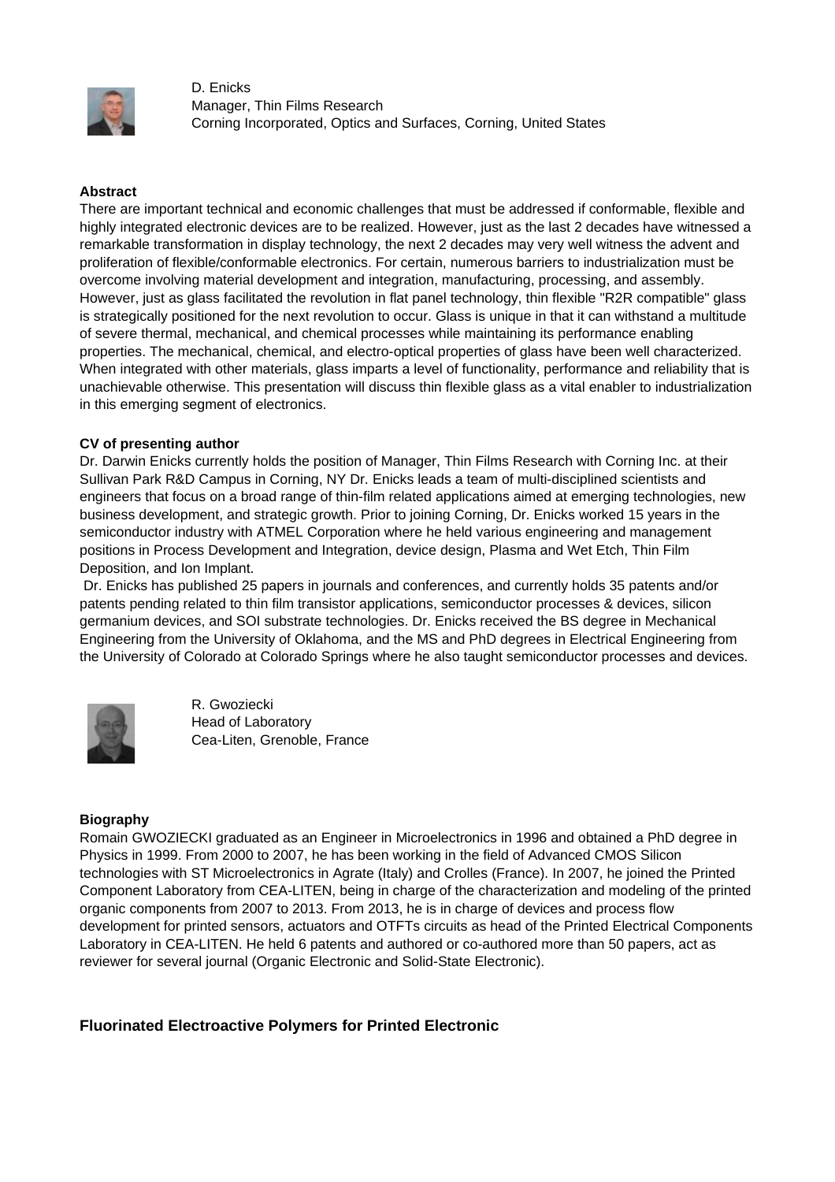D. Enicks
Manager, Thin Films Research
Corning Incorporated, Optics and Surfaces, Corning, United States

**Abstract**

There are important technical and economic challenges that must be addressed if conformable, flexible and highly integrated electronic devices are to be realized. However, just as the last 2 decades have witnessed a remarkable transformation in display technology, the next 2 decades may very well witness the advent and proliferation of flexible/conformable electronics. For certain, numerous barriers to industrialization must be overcome involving material development and integration, manufacturing, processing, and assembly. However, just as glass facilitated the revolution in flat panel technology, thin flexible "R2R compatible" glass is strategically positioned for the next revolution to occur. Glass is unique in that it can withstand a multitude of severe thermal, mechanical, and chemical processes while maintaining its performance enabling properties. The mechanical, chemical, and electro-optical properties of glass have been well characterized. When integrated with other materials, glass imparts a level of functionality, performance and reliability that is unachievable otherwise. This presentation will discuss thin flexible glass as a vital enabler to industrialization in this emerging segment of electronics.

**CV of presenting author**

Dr. Darwin Enicks currently holds the position of Manager, Thin Films Research with Corning Inc. at their Sullivan Park R&D Campus in Corning, NY Dr. Enicks leads a team of multi-disciplined scientists and engineers that focus on a broad range of thin-film related applications aimed at emerging technologies, new business development, and strategic growth. Prior to joining Corning, Dr. Enicks worked 15 years in the semiconductor industry with ATMEL Corporation where he held various engineering and management positions in Process Development and Integration, device design, Plasma and Wet Etch, Thin Film Deposition, and Ion Implant.

Dr. Enicks has published 25 papers in journals and conferences, and currently holds 35 patents and/or patents pending related to thin film transistor applications, semiconductor processes & devices, silicon germanium devices, and SOI substrate technologies. Dr. Enicks received the BS degree in Mechanical Engineering from the University of Oklahoma, and the MS and PhD degrees in Electrical Engineering from the University of Colorado at Colorado Springs where he also taught semiconductor processes and devices.

R. Gwoziecki
Head of Laboratory
Cea-Liten, Grenoble, France

**Biography**

Romain GWOZIECKI graduated as an Engineer in Microelectronics in 1996 and obtained a PhD degree in Physics in 1999. From 2000 to 2007, he has been working in the field of Advanced CMOS Silicon technologies with ST Microelectronics in Agrate (Italy) and Crolles (France). In 2007, he joined the Printed Component Laboratory from CEA-LITEN, being in charge of the characterization and modeling of the printed organic components from 2007 to 2013. From 2013, he is in charge of devices and process flow development for printed sensors, actuators and OTFTs circuits as head of the Printed Electrical Components Laboratory in CEA-LITEN. He held 6 patents and authored or co-authored more than 50 papers, act as reviewer for several journal (Organic Electronic and Solid-State Electronic).

## Fluorinated Electroactive Polymers for Printed Electronic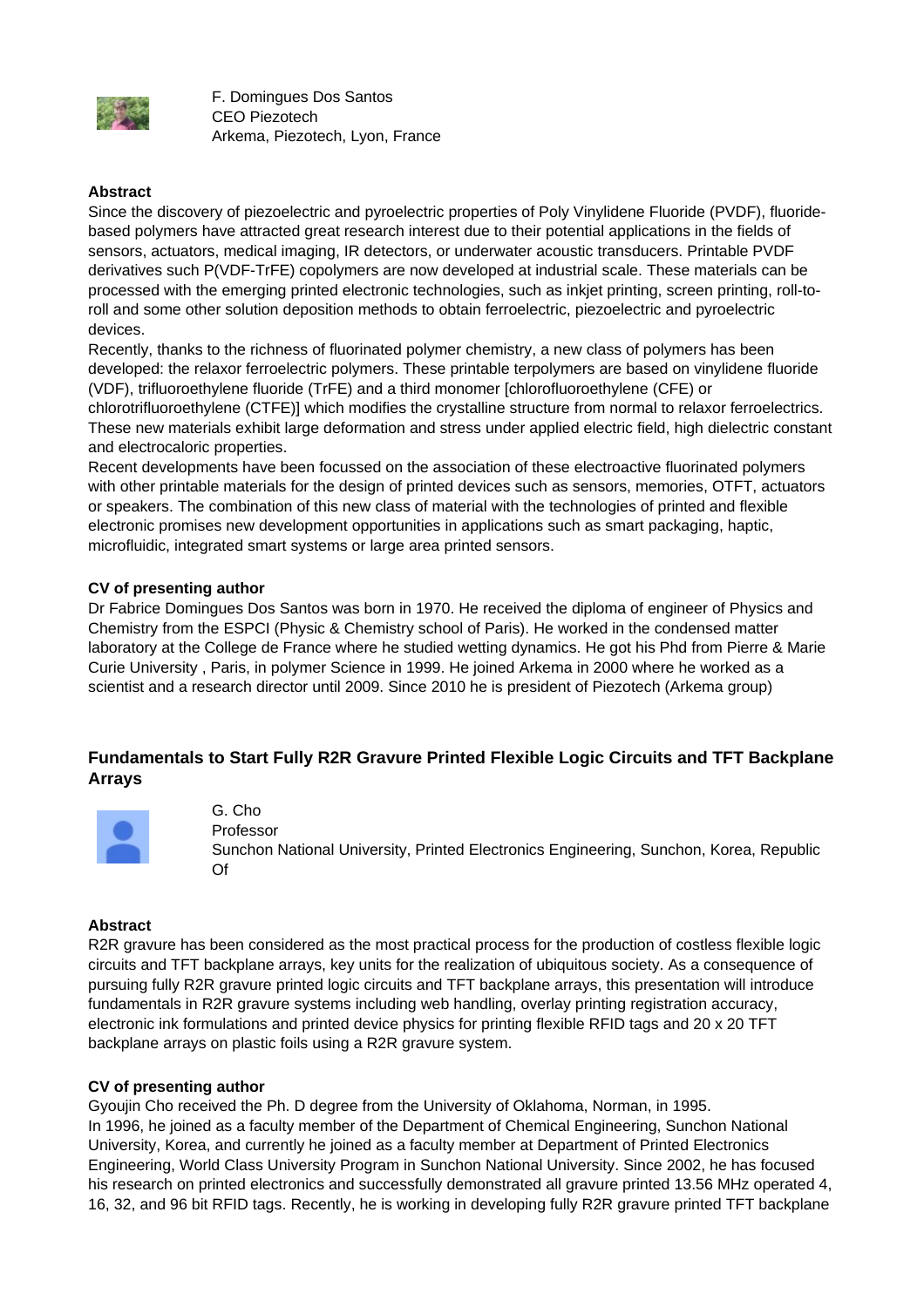F. Domingues Dos Santos
CEO Piezotech
Arkema, Piezotech, Lyon, France

**Abstract**

Since the discovery of piezoelectric and pyroelectric properties of Poly Vinylidene Fluoride (PVDF), fluoride-based polymers have attracted great research interest due to their potential applications in the fields of sensors, actuators, medical imaging, IR detectors, or underwater acoustic transducers. Printable PVDF derivatives such P(VDF-TrFE) copolymers are now developed at industrial scale. These materials can be processed with the emerging printed electronic technologies, such as inkjet printing, screen printing, roll-to-roll and some other solution deposition methods to obtain ferroelectric, piezoelectric and pyroelectric devices.

Recently, thanks to the richness of fluorinated polymer chemistry, a new class of polymers has been developed: the relaxor ferroelectric polymers. These printable terpolymers are based on vinylidene fluoride (VDF), trifluoroethylene fluoride (TrFE) and a third monomer [chlorofluoroethylene (CFE) or chlorotrifluoroethylene (CTFE)] which modifies the crystalline structure from normal to relaxor ferroelectrics. These new materials exhibit large deformation and stress under applied electric field, high dielectric constant and electrocaloric properties.

Recent developments have been focussed on the association of these electroactive fluorinated polymers with other printable materials for the design of printed devices such as sensors, memories, OTFT, actuators or speakers. The combination of this new class of material with the technologies of printed and flexible electronic promises new development opportunities in applications such as smart packaging, haptic, microfluidic, integrated smart systems or large area printed sensors.

**CV of presenting author**

Dr Fabrice Domingues Dos Santos was born in 1970. He received the diploma of engineer of Physics and Chemistry from the ESPCI (Physic & Chemistry school of Paris). He worked in the condensed matter laboratory at the College de France where he studied wetting dynamics. He got his Phd from Pierre & Marie Curie University , Paris, in polymer Science in 1999. He joined Arkema in 2000 where he worked as a scientist and a research director until 2009. Since 2010 he is president of Piezotech (Arkema group)

## Fundamentals to Start Fully R2R Gravure Printed Flexible Logic Circuits and TFT Backplane Arrays

G. Cho
Professor
Sunchon National University, Printed Electronics Engineering, Sunchon, Korea, Republic Of

**Abstract**

R2R gravure has been considered as the most practical process for the production of costless flexible logic circuits and TFT backplane arrays, key units for the realization of ubiquitous society. As a consequence of pursuing fully R2R gravure printed logic circuits and TFT backplane arrays, this presentation will introduce fundamentals in R2R gravure systems including web handling, overlay printing registration accuracy, electronic ink formulations and printed device physics for printing flexible RFID tags and 20 x 20 TFT backplane arrays on plastic foils using a R2R gravure system.

**CV of presenting author**

Gyoujin Cho received the Ph. D degree from the University of Oklahoma, Norman, in 1995.
In 1996, he joined as a faculty member of the Department of Chemical Engineering, Sunchon National University, Korea, and currently he joined as a faculty member at Department of Printed Electronics Engineering, World Class University Program in Sunchon National University. Since 2002, he has focused his research on printed electronics and successfully demonstrated all gravure printed 13.56 MHz operated 4, 16, 32, and 96 bit RFID tags. Recently, he is working in developing fully R2R gravure printed TFT backplane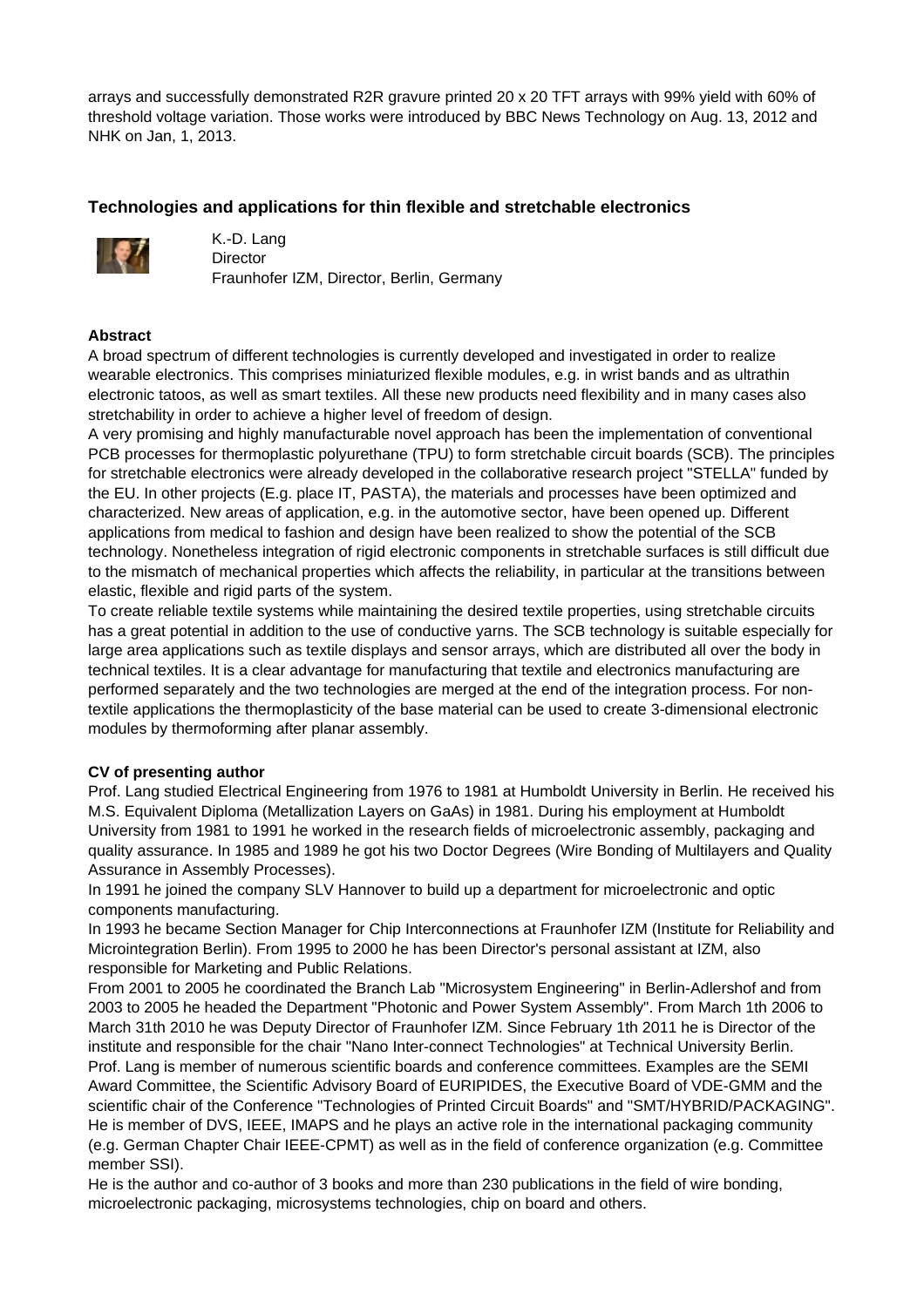arrays and successfully demonstrated R2R gravure printed 20 x 20 TFT arrays with 99% yield with 60% of threshold voltage variation. Those works were introduced by BBC News Technology on Aug. 13, 2012 and NHK on Jan, 1, 2013.

### Technologies and applications for thin flexible and stretchable electronics

K.-D. Lang
Director
Fraunhofer IZM, Director, Berlin, Germany

**Abstract**

A broad spectrum of different technologies is currently developed and investigated in order to realize wearable electronics. This comprises miniaturized flexible modules, e.g. in wrist bands and as ultrathin electronic tatoos, as well as smart textiles. All these new products need flexibility and in many cases also stretchability in order to achieve a higher level of freedom of design.

A very promising and highly manufacturable novel approach has been the implementation of conventional PCB processes for thermoplastic polyurethane (TPU) to form stretchable circuit boards (SCB). The principles for stretchable electronics were already developed in the collaborative research project "STELLA" funded by the EU. In other projects (E.g. place IT, PASTA), the materials and processes have been optimized and characterized. New areas of application, e.g. in the automotive sector, have been opened up. Different applications from medical to fashion and design have been realized to show the potential of the SCB technology. Nonetheless integration of rigid electronic components in stretchable surfaces is still difficult due to the mismatch of mechanical properties which affects the reliability, in particular at the transitions between elastic, flexible and rigid parts of the system.

To create reliable textile systems while maintaining the desired textile properties, using stretchable circuits has a great potential in addition to the use of conductive yarns. The SCB technology is suitable especially for large area applications such as textile displays and sensor arrays, which are distributed all over the body in technical textiles. It is a clear advantage for manufacturing that textile and electronics manufacturing are performed separately and the two technologies are merged at the end of the integration process. For non-textile applications the thermoplasticity of the base material can be used to create 3-dimensional electronic modules by thermoforming after planar assembly.

**CV of presenting author**

Prof. Lang studied Electrical Engineering from 1976 to 1981 at Humboldt University in Berlin. He received his M.S. Equivalent Diploma (Metallization Layers on GaAs) in 1981. During his employment at Humboldt University from 1981 to 1991 he worked in the research fields of microelectronic assembly, packaging and quality assurance. In 1985 and 1989 he got his two Doctor Degrees (Wire Bonding of Multilayers and Quality Assurance in Assembly Processes).

In 1991 he joined the company SLV Hannover to build up a department for microelectronic and optic components manufacturing.

In 1993 he became Section Manager for Chip Interconnections at Fraunhofer IZM (Institute for Reliability and Microintegration Berlin). From 1995 to 2000 he has been Director's personal assistant at IZM, also responsible for Marketing and Public Relations.

From 2001 to 2005 he coordinated the Branch Lab "Microsystem Engineering" in Berlin-Adlershof and from 2003 to 2005 he headed the Department "Photonic and Power System Assembly". From March 1th 2006 to March 31th 2010 he was Deputy Director of Fraunhofer IZM. Since February 1th 2011 he is Director of the institute and responsible for the chair "Nano Inter-connect Technologies" at Technical University Berlin.

Prof. Lang is member of numerous scientific boards and conference committees. Examples are the SEMI Award Committee, the Scientific Advisory Board of EURIPIDES, the Executive Board of VDE-GMM and the scientific chair of the Conference "Technologies of Printed Circuit Boards" and "SMT/HYBRID/PACKAGING". He is member of DVS, IEEE, IMAPS and he plays an active role in the international packaging community (e.g. German Chapter Chair IEEE-CPMT) as well as in the field of conference organization (e.g. Committee member SSI).

He is the author and co-author of 3 books and more than 230 publications in the field of wire bonding, microelectronic packaging, microsystems technologies, chip on board and others.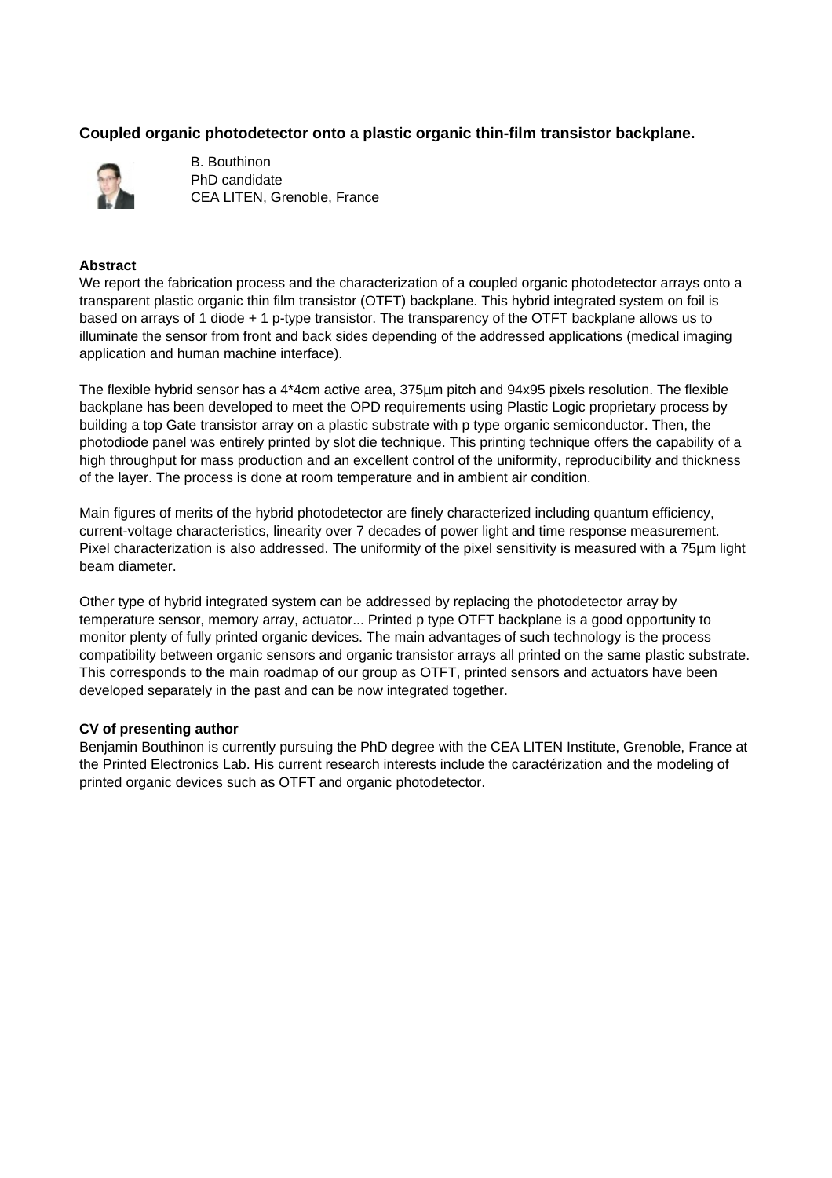## Coupled organic photodetector onto a plastic organic thin-film transistor backplane.

B. Bouthinon
PhD candidate
CEA LITEN, Grenoble, France

**Abstract**

We report the fabrication process and the characterization of a coupled organic photodetector arrays onto a transparent plastic organic thin film transistor (OTFT) backplane. This hybrid integrated system on foil is based on arrays of 1 diode + 1 p-type transistor. The transparency of the OTFT backplane allows us to illuminate the sensor from front and back sides depending of the addressed applications (medical imaging application and human machine interface).

The flexible hybrid sensor has a 4*4cm active area, 375µm pitch and 94x95 pixels resolution. The flexible backplane has been developed to meet the OPD requirements using Plastic Logic proprietary process by building a top Gate transistor array on a plastic substrate with p type organic semiconductor. Then, the photodiode panel was entirely printed by slot die technique. This printing technique offers the capability of a high throughput for mass production and an excellent control of the uniformity, reproducibility and thickness of the layer. The process is done at room temperature and in ambient air condition.

Main figures of merits of the hybrid photodetector are finely characterized including quantum efficiency, current-voltage characteristics, linearity over 7 decades of power light and time response measurement. Pixel characterization is also addressed. The uniformity of the pixel sensitivity is measured with a 75µm light beam diameter.

Other type of hybrid integrated system can be addressed by replacing the photodetector array by temperature sensor, memory array, actuator... Printed p type OTFT backplane is a good opportunity to monitor plenty of fully printed organic devices. The main advantages of such technology is the process compatibility between organic sensors and organic transistor arrays all printed on the same plastic substrate. This corresponds to the main roadmap of our group as OTFT, printed sensors and actuators have been developed separately in the past and can be now integrated together.

**CV of presenting author**

Benjamin Bouthinon is currently pursuing the PhD degree with the CEA LITEN Institute, Grenoble, France at the Printed Electronics Lab. His current research interests include the caractérization and the modeling of printed organic devices such as OTFT and organic photodetector.